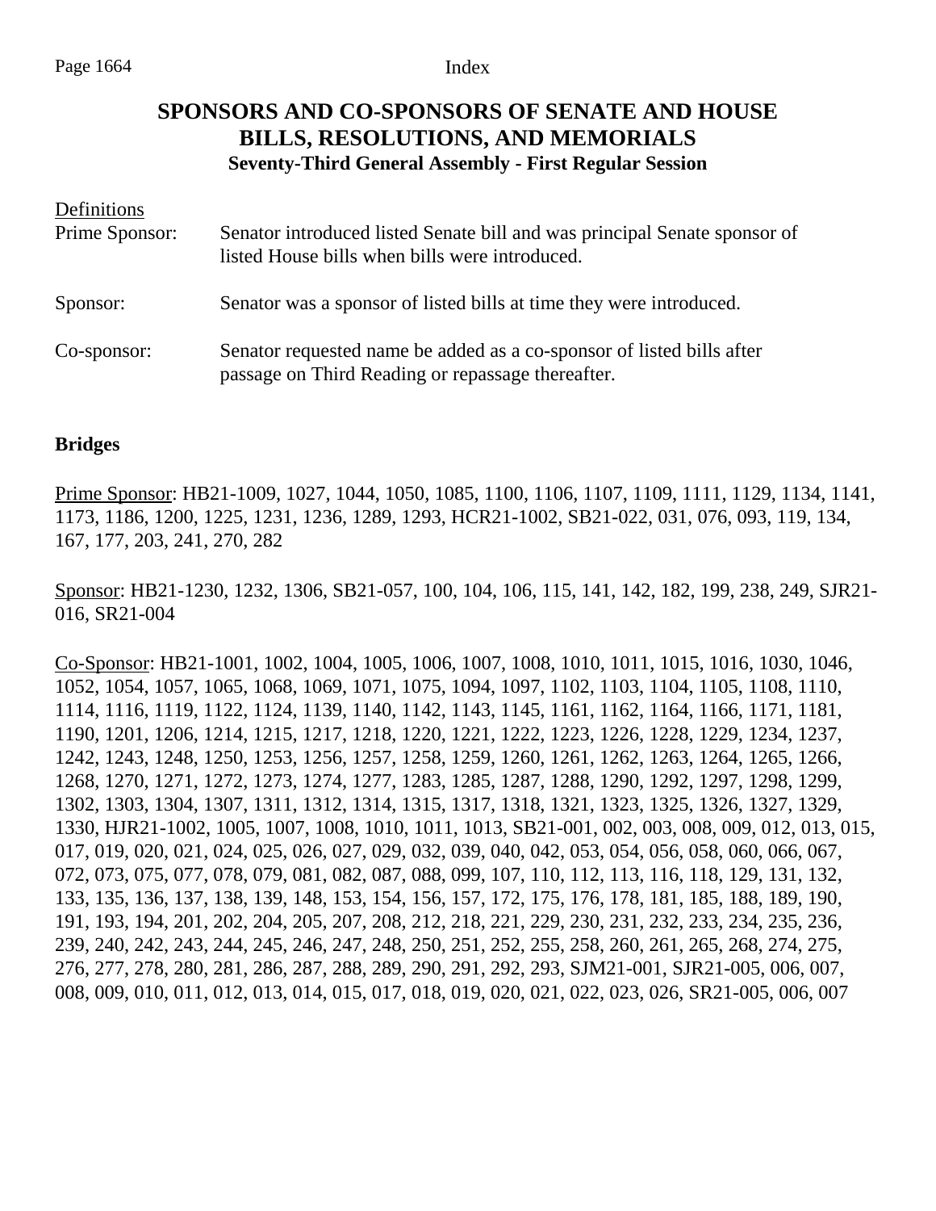# SPONSORS AND CO-SPONSORS OF SENATE AND HOUSE BILLS, RESOLUTIONS, AND MEMORIALS

### Seventy-Third General Assembly - First Regular Session

Definitions

| | |
|---|---|
| Prime Sponsor: | Senator introduced listed Senate bill and was principal Senate sponsor of listed House bills when bills were introduced. |
| Sponsor: | Senator was a sponsor of listed bills at time they were introduced. |
| Co-sponsor: | Senator requested name be added as a co-sponsor of listed bills after passage on Third Reading or repassage thereafter. |

**Bridges**

Prime Sponsor: HB21-1009, 1027, 1044, 1050, 1085, 1100, 1106, 1107, 1109, 1111, 1129, 1134, 1141, 1173, 1186, 1200, 1225, 1231, 1236, 1289, 1293, HCR21-1002, SB21-022, 031, 076, 093, 119, 134, 167, 177, 203, 241, 270, 282

Sponsor: HB21-1230, 1232, 1306, SB21-057, 100, 104, 106, 115, 141, 142, 182, 199, 238, 249, SJR21-016, SR21-004

Co-Sponsor: HB21-1001, 1002, 1004, 1005, 1006, 1007, 1008, 1010, 1011, 1015, 1016, 1030, 1046, 1052, 1054, 1057, 1065, 1068, 1069, 1071, 1075, 1094, 1097, 1102, 1103, 1104, 1105, 1108, 1110, 1114, 1116, 1119, 1122, 1124, 1139, 1140, 1142, 1143, 1145, 1161, 1162, 1164, 1166, 1171, 1181, 1190, 1201, 1206, 1214, 1215, 1217, 1218, 1220, 1221, 1222, 1223, 1226, 1228, 1229, 1234, 1237, 1242, 1243, 1248, 1250, 1253, 1256, 1257, 1258, 1259, 1260, 1261, 1262, 1263, 1264, 1265, 1266, 1268, 1270, 1271, 1272, 1273, 1274, 1277, 1283, 1285, 1287, 1288, 1290, 1292, 1297, 1298, 1299, 1302, 1303, 1304, 1307, 1311, 1312, 1314, 1315, 1317, 1318, 1321, 1323, 1325, 1326, 1327, 1329, 1330, HJR21-1002, 1005, 1007, 1008, 1010, 1011, 1013, SB21-001, 002, 003, 008, 009, 012, 013, 015, 017, 019, 020, 021, 024, 025, 026, 027, 029, 032, 039, 040, 042, 053, 054, 056, 058, 060, 066, 067, 072, 073, 075, 077, 078, 079, 081, 082, 087, 088, 099, 107, 110, 112, 113, 116, 118, 129, 131, 132, 133, 135, 136, 137, 138, 139, 148, 153, 154, 156, 157, 172, 175, 176, 178, 181, 185, 188, 189, 190, 191, 193, 194, 201, 202, 204, 205, 207, 208, 212, 218, 221, 229, 230, 231, 232, 233, 234, 235, 236, 239, 240, 242, 243, 244, 245, 246, 247, 248, 250, 251, 252, 255, 258, 260, 261, 265, 268, 274, 275, 276, 277, 278, 280, 281, 286, 287, 288, 289, 290, 291, 292, 293, SJM21-001, SJR21-005, 006, 007, 008, 009, 010, 011, 012, 013, 014, 015, 017, 018, 019, 020, 021, 022, 023, 026, SR21-005, 006, 007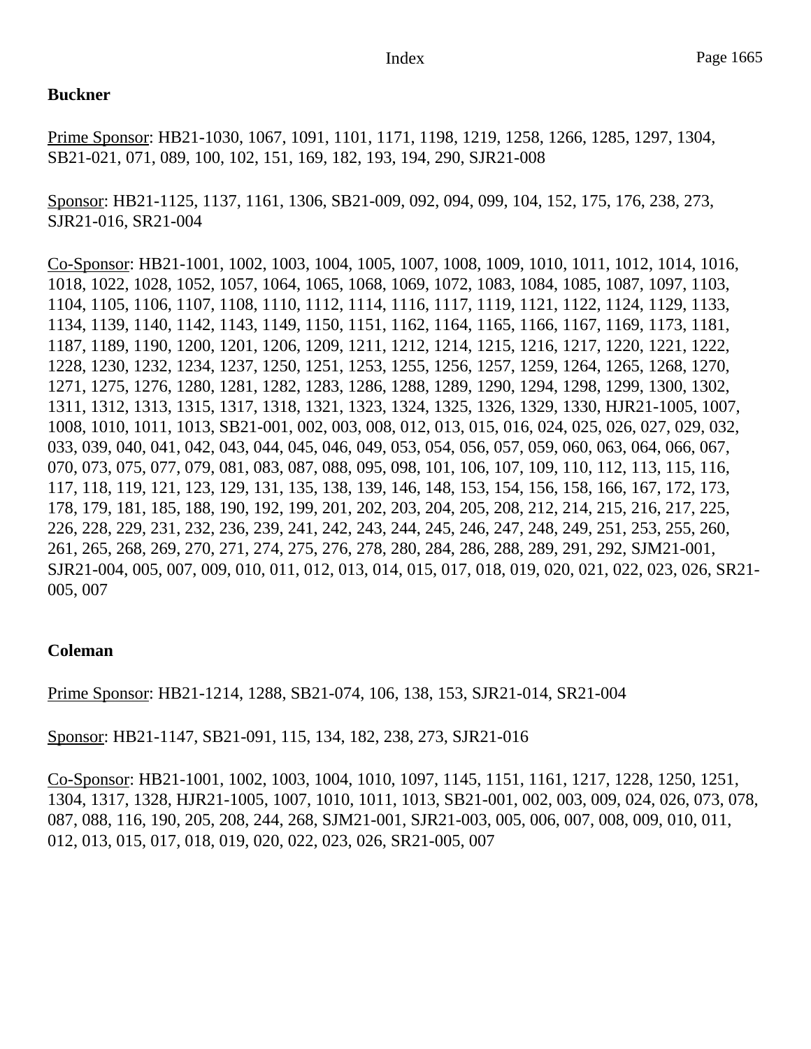**Buckner**

Prime Sponsor: HB21-1030, 1067, 1091, 1101, 1171, 1198, 1219, 1258, 1266, 1285, 1297, 1304, SB21-021, 071, 089, 100, 102, 151, 169, 182, 193, 194, 290, SJR21-008

Sponsor: HB21-1125, 1137, 1161, 1306, SB21-009, 092, 094, 099, 104, 152, 175, 176, 238, 273, SJR21-016, SR21-004

Co-Sponsor: HB21-1001, 1002, 1003, 1004, 1005, 1007, 1008, 1009, 1010, 1011, 1012, 1014, 1016, 1018, 1022, 1028, 1052, 1057, 1064, 1065, 1068, 1069, 1072, 1083, 1084, 1085, 1087, 1097, 1103, 1104, 1105, 1106, 1107, 1108, 1110, 1112, 1114, 1116, 1117, 1119, 1121, 1122, 1124, 1129, 1133, 1134, 1139, 1140, 1142, 1143, 1149, 1150, 1151, 1162, 1164, 1165, 1166, 1167, 1169, 1173, 1181, 1187, 1189, 1190, 1200, 1201, 1206, 1209, 1211, 1212, 1214, 1215, 1216, 1217, 1220, 1221, 1222, 1228, 1230, 1232, 1234, 1237, 1250, 1251, 1253, 1255, 1256, 1257, 1259, 1264, 1265, 1268, 1270, 1271, 1275, 1276, 1280, 1281, 1282, 1283, 1286, 1288, 1289, 1290, 1294, 1298, 1299, 1300, 1302, 1311, 1312, 1313, 1315, 1317, 1318, 1321, 1323, 1324, 1325, 1326, 1329, 1330, HJR21-1005, 1007, 1008, 1010, 1011, 1013, SB21-001, 002, 003, 008, 012, 013, 015, 016, 024, 025, 026, 027, 029, 032, 033, 039, 040, 041, 042, 043, 044, 045, 046, 049, 053, 054, 056, 057, 059, 060, 063, 064, 066, 067, 070, 073, 075, 077, 079, 081, 083, 087, 088, 095, 098, 101, 106, 107, 109, 110, 112, 113, 115, 116, 117, 118, 119, 121, 123, 129, 131, 135, 138, 139, 146, 148, 153, 154, 156, 158, 166, 167, 172, 173, 178, 179, 181, 185, 188, 190, 192, 199, 201, 202, 203, 204, 205, 208, 212, 214, 215, 216, 217, 225, 226, 228, 229, 231, 232, 236, 239, 241, 242, 243, 244, 245, 246, 247, 248, 249, 251, 253, 255, 260, 261, 265, 268, 269, 270, 271, 274, 275, 276, 278, 280, 284, 286, 288, 289, 291, 292, SJM21-001, SJR21-004, 005, 007, 009, 010, 011, 012, 013, 014, 015, 017, 018, 019, 020, 021, 022, 023, 026, SR21-005, 007

**Coleman**

Prime Sponsor: HB21-1214, 1288, SB21-074, 106, 138, 153, SJR21-014, SR21-004

Sponsor: HB21-1147, SB21-091, 115, 134, 182, 238, 273, SJR21-016

Co-Sponsor: HB21-1001, 1002, 1003, 1004, 1010, 1097, 1145, 1151, 1161, 1217, 1228, 1250, 1251, 1304, 1317, 1328, HJR21-1005, 1007, 1010, 1011, 1013, SB21-001, 002, 003, 009, 024, 026, 073, 078, 087, 088, 116, 190, 205, 208, 244, 268, SJM21-001, SJR21-003, 005, 006, 007, 008, 009, 010, 011, 012, 013, 015, 017, 018, 019, 020, 022, 023, 026, SR21-005, 007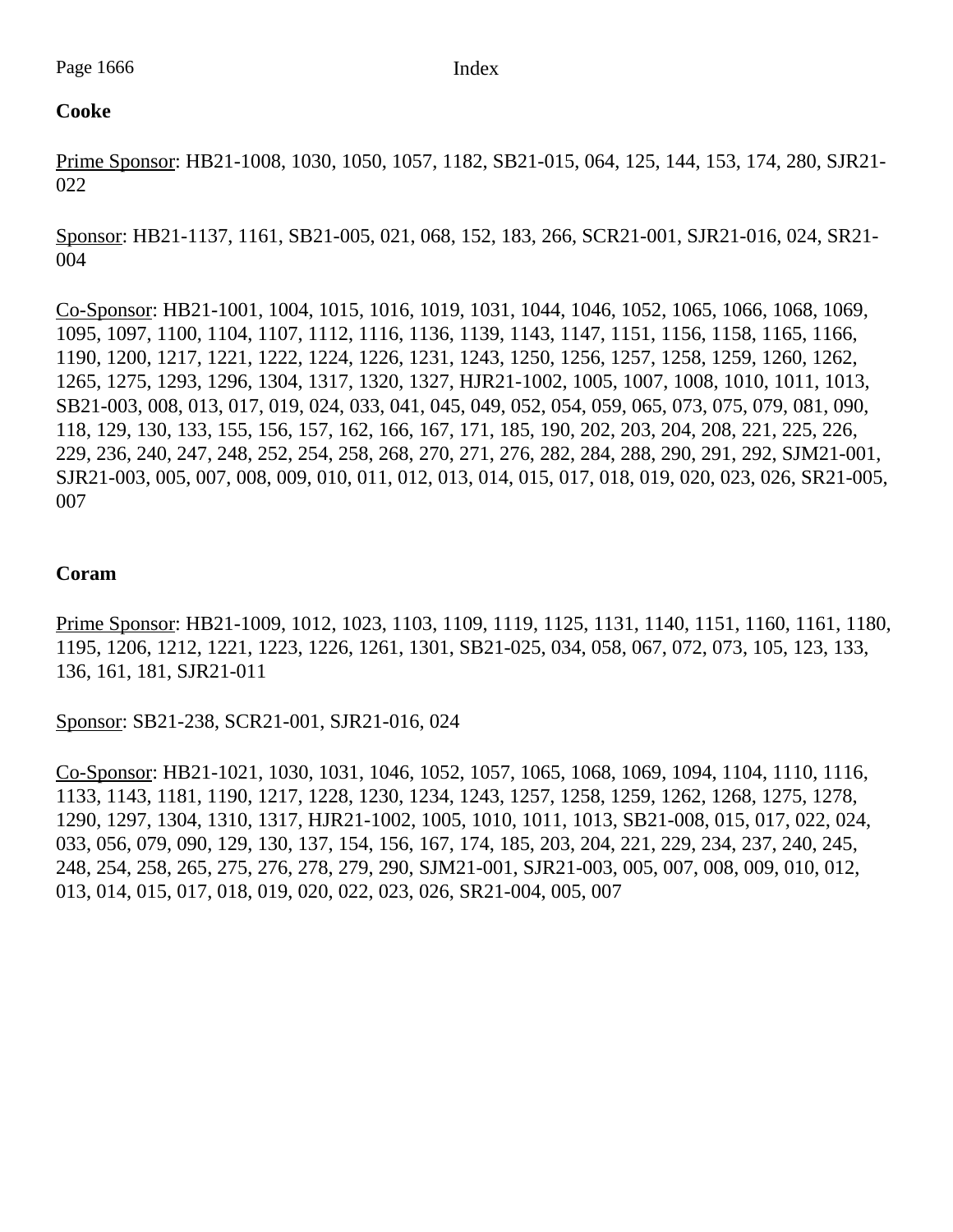**Cooke**

Prime Sponsor: HB21-1008, 1030, 1050, 1057, 1182, SB21-015, 064, 125, 144, 153, 174, 280, SJR21-022

Sponsor: HB21-1137, 1161, SB21-005, 021, 068, 152, 183, 266, SCR21-001, SJR21-016, 024, SR21-004

Co-Sponsor: HB21-1001, 1004, 1015, 1016, 1019, 1031, 1044, 1046, 1052, 1065, 1066, 1068, 1069, 1095, 1097, 1100, 1104, 1107, 1112, 1116, 1136, 1139, 1143, 1147, 1151, 1156, 1158, 1165, 1166, 1190, 1200, 1217, 1221, 1222, 1224, 1226, 1231, 1243, 1250, 1256, 1257, 1258, 1259, 1260, 1262, 1265, 1275, 1293, 1296, 1304, 1317, 1320, 1327, HJR21-1002, 1005, 1007, 1008, 1010, 1011, 1013, SB21-003, 008, 013, 017, 019, 024, 033, 041, 045, 049, 052, 054, 059, 065, 073, 075, 079, 081, 090, 118, 129, 130, 133, 155, 156, 157, 162, 166, 167, 171, 185, 190, 202, 203, 204, 208, 221, 225, 226, 229, 236, 240, 247, 248, 252, 254, 258, 268, 270, 271, 276, 282, 284, 288, 290, 291, 292, SJM21-001, SJR21-003, 005, 007, 008, 009, 010, 011, 012, 013, 014, 015, 017, 018, 019, 020, 023, 026, SR21-005, 007

**Coram**

Prime Sponsor: HB21-1009, 1012, 1023, 1103, 1109, 1119, 1125, 1131, 1140, 1151, 1160, 1161, 1180, 1195, 1206, 1212, 1221, 1223, 1226, 1261, 1301, SB21-025, 034, 058, 067, 072, 073, 105, 123, 133, 136, 161, 181, SJR21-011

Sponsor: SB21-238, SCR21-001, SJR21-016, 024

Co-Sponsor: HB21-1021, 1030, 1031, 1046, 1052, 1057, 1065, 1068, 1069, 1094, 1104, 1110, 1116, 1133, 1143, 1181, 1190, 1217, 1228, 1230, 1234, 1243, 1257, 1258, 1259, 1262, 1268, 1275, 1278, 1290, 1297, 1304, 1310, 1317, HJR21-1002, 1005, 1010, 1011, 1013, SB21-008, 015, 017, 022, 024, 033, 056, 079, 090, 129, 130, 137, 154, 156, 167, 174, 185, 203, 204, 221, 229, 234, 237, 240, 245, 248, 254, 258, 265, 275, 276, 278, 279, 290, SJM21-001, SJR21-003, 005, 007, 008, 009, 010, 012, 013, 014, 015, 017, 018, 019, 020, 022, 023, 026, SR21-004, 005, 007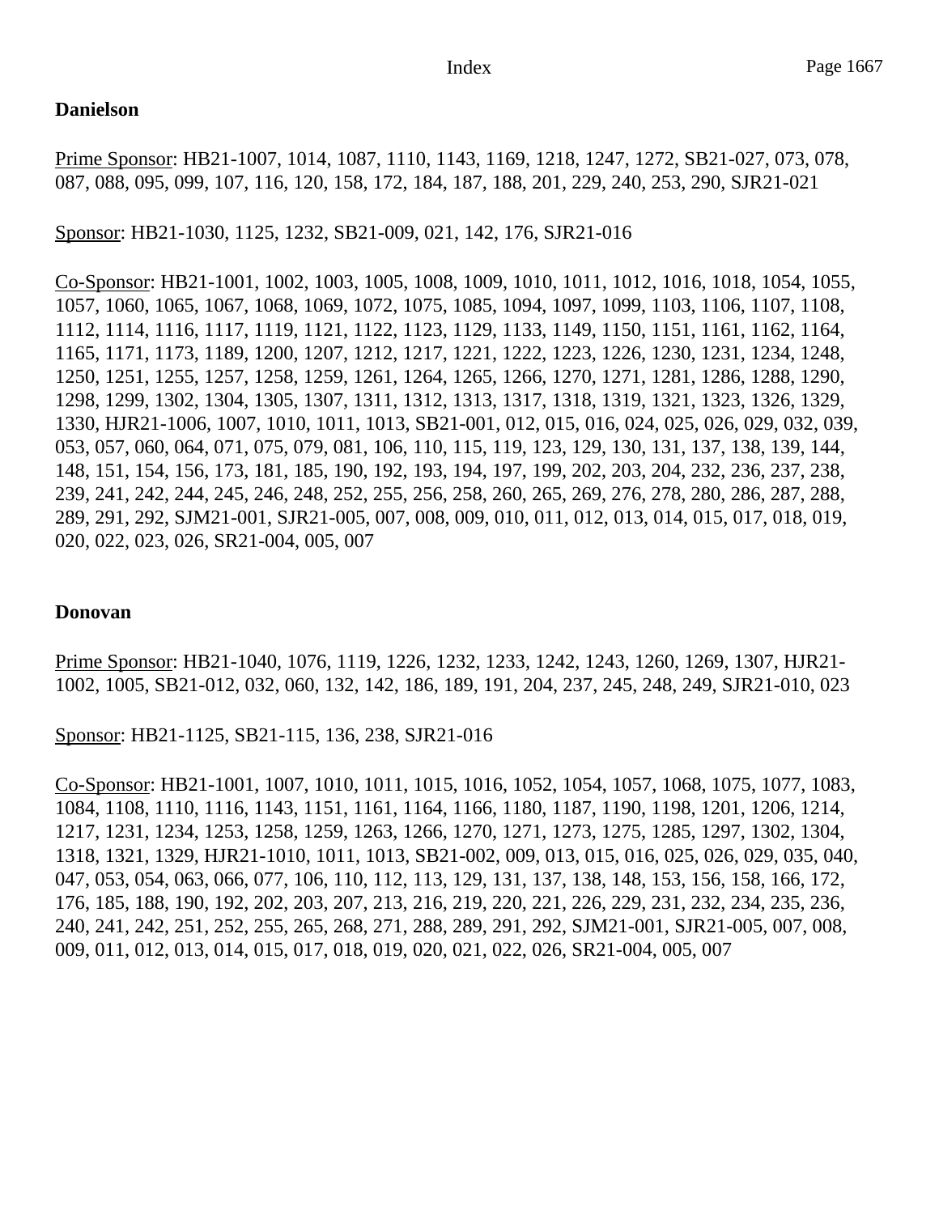**Danielson**

Prime Sponsor: HB21-1007, 1014, 1087, 1110, 1143, 1169, 1218, 1247, 1272, SB21-027, 073, 078, 087, 088, 095, 099, 107, 116, 120, 158, 172, 184, 187, 188, 201, 229, 240, 253, 290, SJR21-021

Sponsor: HB21-1030, 1125, 1232, SB21-009, 021, 142, 176, SJR21-016

Co-Sponsor: HB21-1001, 1002, 1003, 1005, 1008, 1009, 1010, 1011, 1012, 1016, 1018, 1054, 1055, 1057, 1060, 1065, 1067, 1068, 1069, 1072, 1075, 1085, 1094, 1097, 1099, 1103, 1106, 1107, 1108, 1112, 1114, 1116, 1117, 1119, 1121, 1122, 1123, 1129, 1133, 1149, 1150, 1151, 1161, 1162, 1164, 1165, 1171, 1173, 1189, 1200, 1207, 1212, 1217, 1221, 1222, 1223, 1226, 1230, 1231, 1234, 1248, 1250, 1251, 1255, 1257, 1258, 1259, 1261, 1264, 1265, 1266, 1270, 1271, 1281, 1286, 1288, 1290, 1298, 1299, 1302, 1304, 1305, 1307, 1311, 1312, 1313, 1317, 1318, 1319, 1321, 1323, 1326, 1329, 1330, HJR21-1006, 1007, 1010, 1011, 1013, SB21-001, 012, 015, 016, 024, 025, 026, 029, 032, 039, 053, 057, 060, 064, 071, 075, 079, 081, 106, 110, 115, 119, 123, 129, 130, 131, 137, 138, 139, 144, 148, 151, 154, 156, 173, 181, 185, 190, 192, 193, 194, 197, 199, 202, 203, 204, 232, 236, 237, 238, 239, 241, 242, 244, 245, 246, 248, 252, 255, 256, 258, 260, 265, 269, 276, 278, 280, 286, 287, 288, 289, 291, 292, SJM21-001, SJR21-005, 007, 008, 009, 010, 011, 012, 013, 014, 015, 017, 018, 019, 020, 022, 023, 026, SR21-004, 005, 007

**Donovan**

Prime Sponsor: HB21-1040, 1076, 1119, 1226, 1232, 1233, 1242, 1243, 1260, 1269, 1307, HJR21-1002, 1005, SB21-012, 032, 060, 132, 142, 186, 189, 191, 204, 237, 245, 248, 249, SJR21-010, 023

Sponsor: HB21-1125, SB21-115, 136, 238, SJR21-016

Co-Sponsor: HB21-1001, 1007, 1010, 1011, 1015, 1016, 1052, 1054, 1057, 1068, 1075, 1077, 1083, 1084, 1108, 1110, 1116, 1143, 1151, 1161, 1164, 1166, 1180, 1187, 1190, 1198, 1201, 1206, 1214, 1217, 1231, 1234, 1253, 1258, 1259, 1263, 1266, 1270, 1271, 1273, 1275, 1285, 1297, 1302, 1304, 1318, 1321, 1329, HJR21-1010, 1011, 1013, SB21-002, 009, 013, 015, 016, 025, 026, 029, 035, 040, 047, 053, 054, 063, 066, 077, 106, 110, 112, 113, 129, 131, 137, 138, 148, 153, 156, 158, 166, 172, 176, 185, 188, 190, 192, 202, 203, 207, 213, 216, 219, 220, 221, 226, 229, 231, 232, 234, 235, 236, 240, 241, 242, 251, 252, 255, 265, 268, 271, 288, 289, 291, 292, SJM21-001, SJR21-005, 007, 008, 009, 011, 012, 013, 014, 015, 017, 018, 019, 020, 021, 022, 026, SR21-004, 005, 007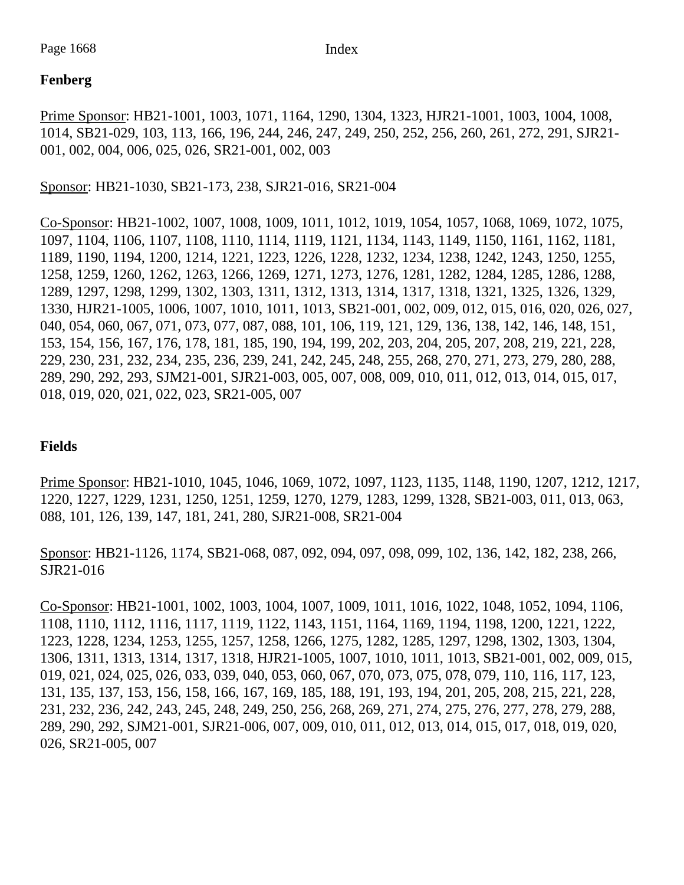## Fenberg

<u>Prime Sponsor</u>: HB21-1001, 1003, 1071, 1164, 1290, 1304, 1323, HJR21-1001, 1003, 1004, 1008, 1014, SB21-029, 103, 113, 166, 196, 244, 246, 247, 249, 250, 252, 256, 260, 261, 272, 291, SJR21-001, 002, 004, 006, 025, 026, SR21-001, 002, 003

<u>Sponsor</u>: HB21-1030, SB21-173, 238, SJR21-016, SR21-004

<u>Co-Sponsor</u>: HB21-1002, 1007, 1008, 1009, 1011, 1012, 1019, 1054, 1057, 1068, 1069, 1072, 1075, 1097, 1104, 1106, 1107, 1108, 1110, 1114, 1119, 1121, 1134, 1143, 1149, 1150, 1161, 1162, 1181, 1189, 1190, 1194, 1200, 1214, 1221, 1223, 1226, 1228, 1232, 1234, 1238, 1242, 1243, 1250, 1255, 1258, 1259, 1260, 1262, 1263, 1266, 1269, 1271, 1273, 1276, 1281, 1282, 1284, 1285, 1286, 1288, 1289, 1297, 1298, 1299, 1302, 1303, 1311, 1312, 1313, 1314, 1317, 1318, 1321, 1325, 1326, 1329, 1330, HJR21-1005, 1006, 1007, 1010, 1011, 1013, SB21-001, 002, 009, 012, 015, 016, 020, 026, 027, 040, 054, 060, 067, 071, 073, 077, 087, 088, 101, 106, 119, 121, 129, 136, 138, 142, 146, 148, 151, 153, 154, 156, 167, 176, 178, 181, 185, 190, 194, 199, 202, 203, 204, 205, 207, 208, 219, 221, 228, 229, 230, 231, 232, 234, 235, 236, 239, 241, 242, 245, 248, 255, 268, 270, 271, 273, 279, 280, 288, 289, 290, 292, 293, SJM21-001, SJR21-003, 005, 007, 008, 009, 010, 011, 012, 013, 014, 015, 017, 018, 019, 020, 021, 022, 023, SR21-005, 007

## Fields

<u>Prime Sponsor</u>: HB21-1010, 1045, 1046, 1069, 1072, 1097, 1123, 1135, 1148, 1190, 1207, 1212, 1217, 1220, 1227, 1229, 1231, 1250, 1251, 1259, 1270, 1279, 1283, 1299, 1328, SB21-003, 011, 013, 063, 088, 101, 126, 139, 147, 181, 241, 280, SJR21-008, SR21-004

<u>Sponsor</u>: HB21-1126, 1174, SB21-068, 087, 092, 094, 097, 098, 099, 102, 136, 142, 182, 238, 266, SJR21-016

<u>Co-Sponsor</u>: HB21-1001, 1002, 1003, 1004, 1007, 1009, 1011, 1016, 1022, 1048, 1052, 1094, 1106, 1108, 1110, 1112, 1116, 1117, 1119, 1122, 1143, 1151, 1164, 1169, 1194, 1198, 1200, 1221, 1222, 1223, 1228, 1234, 1253, 1255, 1257, 1258, 1266, 1275, 1282, 1285, 1297, 1298, 1302, 1303, 1304, 1306, 1311, 1313, 1314, 1317, 1318, HJR21-1005, 1007, 1010, 1011, 1013, SB21-001, 002, 009, 015, 019, 021, 024, 025, 026, 033, 039, 040, 053, 060, 067, 070, 073, 075, 078, 079, 110, 116, 117, 123, 131, 135, 137, 153, 156, 158, 166, 167, 169, 185, 188, 191, 193, 194, 201, 205, 208, 215, 221, 228, 231, 232, 236, 242, 243, 245, 248, 249, 250, 256, 268, 269, 271, 274, 275, 276, 277, 278, 279, 288, 289, 290, 292, SJM21-001, SJR21-006, 007, 009, 010, 011, 012, 013, 014, 015, 017, 018, 019, 020, 026, SR21-005, 007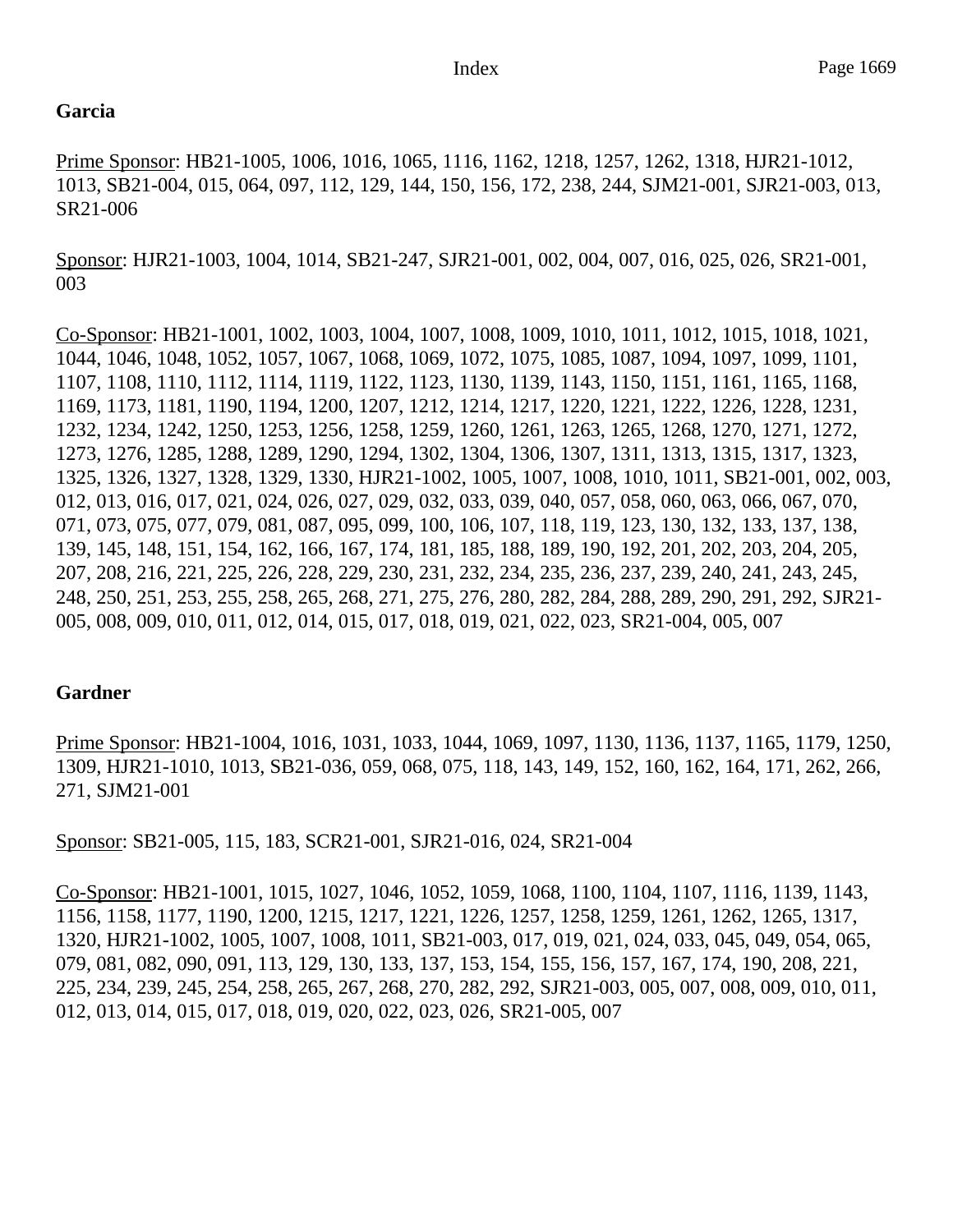**Garcia**

Prime Sponsor: HB21-1005, 1006, 1016, 1065, 1116, 1162, 1218, 1257, 1262, 1318, HJR21-1012, 1013, SB21-004, 015, 064, 097, 112, 129, 144, 150, 156, 172, 238, 244, SJM21-001, SJR21-003, 013, SR21-006

Sponsor: HJR21-1003, 1004, 1014, SB21-247, SJR21-001, 002, 004, 007, 016, 025, 026, SR21-001, 003

Co-Sponsor: HB21-1001, 1002, 1003, 1004, 1007, 1008, 1009, 1010, 1011, 1012, 1015, 1018, 1021, 1044, 1046, 1048, 1052, 1057, 1067, 1068, 1069, 1072, 1075, 1085, 1087, 1094, 1097, 1099, 1101, 1107, 1108, 1110, 1112, 1114, 1119, 1122, 1123, 1130, 1139, 1143, 1150, 1151, 1161, 1165, 1168, 1169, 1173, 1181, 1190, 1194, 1200, 1207, 1212, 1214, 1217, 1220, 1221, 1222, 1226, 1228, 1231, 1232, 1234, 1242, 1250, 1253, 1256, 1258, 1259, 1260, 1261, 1263, 1265, 1268, 1270, 1271, 1272, 1273, 1276, 1285, 1288, 1289, 1290, 1294, 1302, 1304, 1306, 1307, 1311, 1313, 1315, 1317, 1323, 1325, 1326, 1327, 1328, 1329, 1330, HJR21-1002, 1005, 1007, 1008, 1010, 1011, SB21-001, 002, 003, 012, 013, 016, 017, 021, 024, 026, 027, 029, 032, 033, 039, 040, 057, 058, 060, 063, 066, 067, 070, 071, 073, 075, 077, 079, 081, 087, 095, 099, 100, 106, 107, 118, 119, 123, 130, 132, 133, 137, 138, 139, 145, 148, 151, 154, 162, 166, 167, 174, 181, 185, 188, 189, 190, 192, 201, 202, 203, 204, 205, 207, 208, 216, 221, 225, 226, 228, 229, 230, 231, 232, 234, 235, 236, 237, 239, 240, 241, 243, 245, 248, 250, 251, 253, 255, 258, 265, 268, 271, 275, 276, 280, 282, 284, 288, 289, 290, 291, 292, SJR21-005, 008, 009, 010, 011, 012, 014, 015, 017, 018, 019, 021, 022, 023, SR21-004, 005, 007

**Gardner**

Prime Sponsor: HB21-1004, 1016, 1031, 1033, 1044, 1069, 1097, 1130, 1136, 1137, 1165, 1179, 1250, 1309, HJR21-1010, 1013, SB21-036, 059, 068, 075, 118, 143, 149, 152, 160, 162, 164, 171, 262, 266, 271, SJM21-001

Sponsor: SB21-005, 115, 183, SCR21-001, SJR21-016, 024, SR21-004

Co-Sponsor: HB21-1001, 1015, 1027, 1046, 1052, 1059, 1068, 1100, 1104, 1107, 1116, 1139, 1143, 1156, 1158, 1177, 1190, 1200, 1215, 1217, 1221, 1226, 1257, 1258, 1259, 1261, 1262, 1265, 1317, 1320, HJR21-1002, 1005, 1007, 1008, 1011, SB21-003, 017, 019, 021, 024, 033, 045, 049, 054, 065, 079, 081, 082, 090, 091, 113, 129, 130, 133, 137, 153, 154, 155, 156, 157, 167, 174, 190, 208, 221, 225, 234, 239, 245, 254, 258, 265, 267, 268, 270, 282, 292, SJR21-003, 005, 007, 008, 009, 010, 011, 012, 013, 014, 015, 017, 018, 019, 020, 022, 023, 026, SR21-005, 007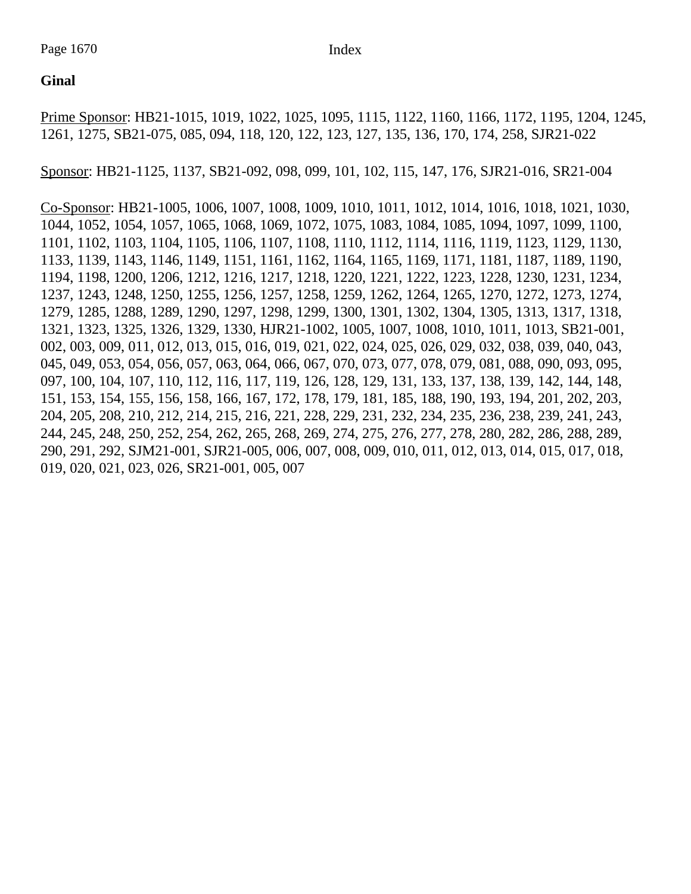**Ginal**

Prime Sponsor: HB21-1015, 1019, 1022, 1025, 1095, 1115, 1122, 1160, 1166, 1172, 1195, 1204, 1245, 1261, 1275, SB21-075, 085, 094, 118, 120, 122, 123, 127, 135, 136, 170, 174, 258, SJR21-022

Sponsor: HB21-1125, 1137, SB21-092, 098, 099, 101, 102, 115, 147, 176, SJR21-016, SR21-004

Co-Sponsor: HB21-1005, 1006, 1007, 1008, 1009, 1010, 1011, 1012, 1014, 1016, 1018, 1021, 1030, 1044, 1052, 1054, 1057, 1065, 1068, 1069, 1072, 1075, 1083, 1084, 1085, 1094, 1097, 1099, 1100, 1101, 1102, 1103, 1104, 1105, 1106, 1107, 1108, 1110, 1112, 1114, 1116, 1119, 1123, 1129, 1130, 1133, 1139, 1143, 1146, 1149, 1151, 1161, 1162, 1164, 1165, 1169, 1171, 1181, 1187, 1189, 1190, 1194, 1198, 1200, 1206, 1212, 1216, 1217, 1218, 1220, 1221, 1222, 1223, 1228, 1230, 1231, 1234, 1237, 1243, 1248, 1250, 1255, 1256, 1257, 1258, 1259, 1262, 1264, 1265, 1270, 1272, 1273, 1274, 1279, 1285, 1288, 1289, 1290, 1297, 1298, 1299, 1300, 1301, 1302, 1304, 1305, 1313, 1317, 1318, 1321, 1323, 1325, 1326, 1329, 1330, HJR21-1002, 1005, 1007, 1008, 1010, 1011, 1013, SB21-001, 002, 003, 009, 011, 012, 013, 015, 016, 019, 021, 022, 024, 025, 026, 029, 032, 038, 039, 040, 043, 045, 049, 053, 054, 056, 057, 063, 064, 066, 067, 070, 073, 077, 078, 079, 081, 088, 090, 093, 095, 097, 100, 104, 107, 110, 112, 116, 117, 119, 126, 128, 129, 131, 133, 137, 138, 139, 142, 144, 148, 151, 153, 154, 155, 156, 158, 166, 167, 172, 178, 179, 181, 185, 188, 190, 193, 194, 201, 202, 203, 204, 205, 208, 210, 212, 214, 215, 216, 221, 228, 229, 231, 232, 234, 235, 236, 238, 239, 241, 243, 244, 245, 248, 250, 252, 254, 262, 265, 268, 269, 274, 275, 276, 277, 278, 280, 282, 286, 288, 289, 290, 291, 292, SJM21-001, SJR21-005, 006, 007, 008, 009, 010, 011, 012, 013, 014, 015, 017, 018, 019, 020, 021, 023, 026, SR21-001, 005, 007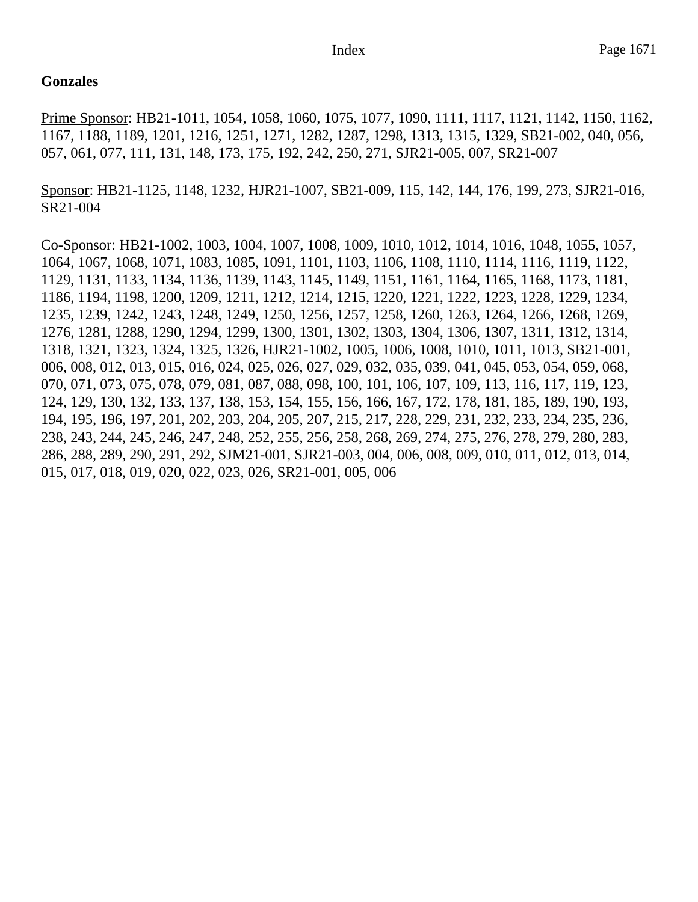**Gonzales**

Prime Sponsor: HB21-1011, 1054, 1058, 1060, 1075, 1077, 1090, 1111, 1117, 1121, 1142, 1150, 1162, 1167, 1188, 1189, 1201, 1216, 1251, 1271, 1282, 1287, 1298, 1313, 1315, 1329, SB21-002, 040, 056, 057, 061, 077, 111, 131, 148, 173, 175, 192, 242, 250, 271, SJR21-005, 007, SR21-007

Sponsor: HB21-1125, 1148, 1232, HJR21-1007, SB21-009, 115, 142, 144, 176, 199, 273, SJR21-016, SR21-004

Co-Sponsor: HB21-1002, 1003, 1004, 1007, 1008, 1009, 1010, 1012, 1014, 1016, 1048, 1055, 1057, 1064, 1067, 1068, 1071, 1083, 1085, 1091, 1101, 1103, 1106, 1108, 1110, 1114, 1116, 1119, 1122, 1129, 1131, 1133, 1134, 1136, 1139, 1143, 1145, 1149, 1151, 1161, 1164, 1165, 1168, 1173, 1181, 1186, 1194, 1198, 1200, 1209, 1211, 1212, 1214, 1215, 1220, 1221, 1222, 1223, 1228, 1229, 1234, 1235, 1239, 1242, 1243, 1248, 1249, 1250, 1256, 1257, 1258, 1260, 1263, 1264, 1266, 1268, 1269, 1276, 1281, 1288, 1290, 1294, 1299, 1300, 1301, 1302, 1303, 1304, 1306, 1307, 1311, 1312, 1314, 1318, 1321, 1323, 1324, 1325, 1326, HJR21-1002, 1005, 1006, 1008, 1010, 1011, 1013, SB21-001, 006, 008, 012, 013, 015, 016, 024, 025, 026, 027, 029, 032, 035, 039, 041, 045, 053, 054, 059, 068, 070, 071, 073, 075, 078, 079, 081, 087, 088, 098, 100, 101, 106, 107, 109, 113, 116, 117, 119, 123, 124, 129, 130, 132, 133, 137, 138, 153, 154, 155, 156, 166, 167, 172, 178, 181, 185, 189, 190, 193, 194, 195, 196, 197, 201, 202, 203, 204, 205, 207, 215, 217, 228, 229, 231, 232, 233, 234, 235, 236, 238, 243, 244, 245, 246, 247, 248, 252, 255, 256, 258, 268, 269, 274, 275, 276, 278, 279, 280, 283, 286, 288, 289, 290, 291, 292, SJM21-001, SJR21-003, 004, 006, 008, 009, 010, 011, 012, 013, 014, 015, 017, 018, 019, 020, 022, 023, 026, SR21-001, 005, 006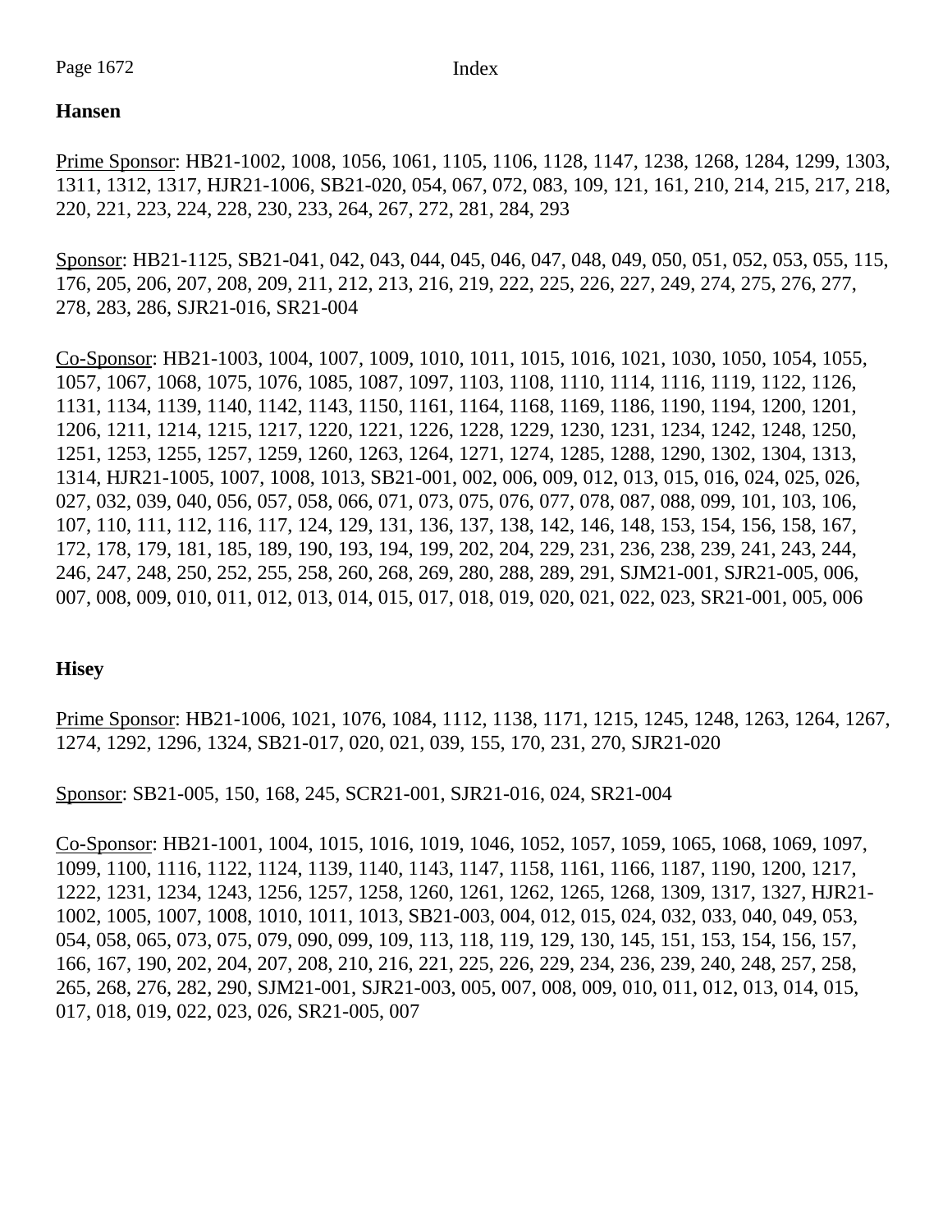**Hansen**

Prime Sponsor: HB21-1002, 1008, 1056, 1061, 1105, 1106, 1128, 1147, 1238, 1268, 1284, 1299, 1303, 1311, 1312, 1317, HJR21-1006, SB21-020, 054, 067, 072, 083, 109, 121, 161, 210, 214, 215, 217, 218, 220, 221, 223, 224, 228, 230, 233, 264, 267, 272, 281, 284, 293

Sponsor: HB21-1125, SB21-041, 042, 043, 044, 045, 046, 047, 048, 049, 050, 051, 052, 053, 055, 115, 176, 205, 206, 207, 208, 209, 211, 212, 213, 216, 219, 222, 225, 226, 227, 249, 274, 275, 276, 277, 278, 283, 286, SJR21-016, SR21-004

Co-Sponsor: HB21-1003, 1004, 1007, 1009, 1010, 1011, 1015, 1016, 1021, 1030, 1050, 1054, 1055, 1057, 1067, 1068, 1075, 1076, 1085, 1087, 1097, 1103, 1108, 1110, 1114, 1116, 1119, 1122, 1126, 1131, 1134, 1139, 1140, 1142, 1143, 1150, 1161, 1164, 1168, 1169, 1186, 1190, 1194, 1200, 1201, 1206, 1211, 1214, 1215, 1217, 1220, 1221, 1226, 1228, 1229, 1230, 1231, 1234, 1242, 1248, 1250, 1251, 1253, 1255, 1257, 1259, 1260, 1263, 1264, 1271, 1274, 1285, 1288, 1290, 1302, 1304, 1313, 1314, HJR21-1005, 1007, 1008, 1013, SB21-001, 002, 006, 009, 012, 013, 015, 016, 024, 025, 026, 027, 032, 039, 040, 056, 057, 058, 066, 071, 073, 075, 076, 077, 078, 087, 088, 099, 101, 103, 106, 107, 110, 111, 112, 116, 117, 124, 129, 131, 136, 137, 138, 142, 146, 148, 153, 154, 156, 158, 167, 172, 178, 179, 181, 185, 189, 190, 193, 194, 199, 202, 204, 229, 231, 236, 238, 239, 241, 243, 244, 246, 247, 248, 250, 252, 255, 258, 260, 268, 269, 280, 288, 289, 291, SJM21-001, SJR21-005, 006, 007, 008, 009, 010, 011, 012, 013, 014, 015, 017, 018, 019, 020, 021, 022, 023, SR21-001, 005, 006

**Hisey**

Prime Sponsor: HB21-1006, 1021, 1076, 1084, 1112, 1138, 1171, 1215, 1245, 1248, 1263, 1264, 1267, 1274, 1292, 1296, 1324, SB21-017, 020, 021, 039, 155, 170, 231, 270, SJR21-020

Sponsor: SB21-005, 150, 168, 245, SCR21-001, SJR21-016, 024, SR21-004

Co-Sponsor: HB21-1001, 1004, 1015, 1016, 1019, 1046, 1052, 1057, 1059, 1065, 1068, 1069, 1097, 1099, 1100, 1116, 1122, 1124, 1139, 1140, 1143, 1147, 1158, 1161, 1166, 1187, 1190, 1200, 1217, 1222, 1231, 1234, 1243, 1256, 1257, 1258, 1260, 1261, 1262, 1265, 1268, 1309, 1317, 1327, HJR21-1002, 1005, 1007, 1008, 1010, 1011, 1013, SB21-003, 004, 012, 015, 024, 032, 033, 040, 049, 053, 054, 058, 065, 073, 075, 079, 090, 099, 109, 113, 118, 119, 129, 130, 145, 151, 153, 154, 156, 157, 166, 167, 190, 202, 204, 207, 208, 210, 216, 221, 225, 226, 229, 234, 236, 239, 240, 248, 257, 258, 265, 268, 276, 282, 290, SJM21-001, SJR21-003, 005, 007, 008, 009, 010, 011, 012, 013, 014, 015, 017, 018, 019, 022, 023, 026, SR21-005, 007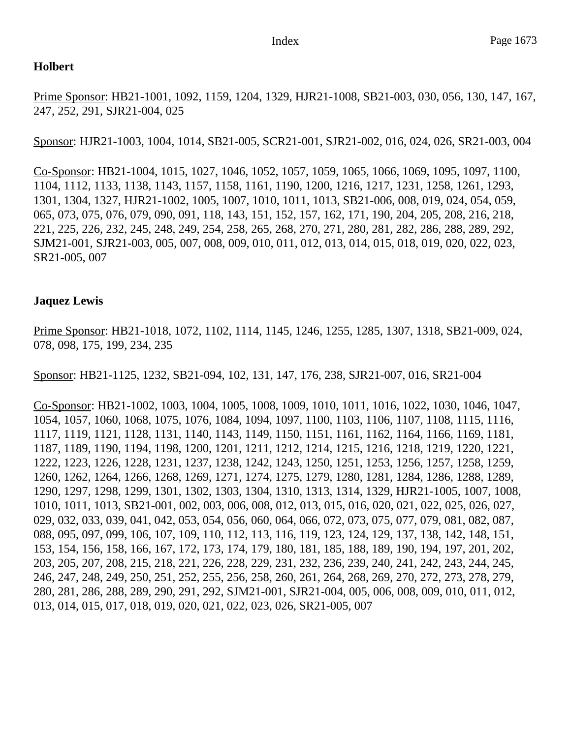**Holbert**

<u>Prime Sponsor</u>: HB21-1001, 1092, 1159, 1204, 1329, HJR21-1008, SB21-003, 030, 056, 130, 147, 167, 247, 252, 291, SJR21-004, 025

<u>Sponsor</u>: HJR21-1003, 1004, 1014, SB21-005, SCR21-001, SJR21-002, 016, 024, 026, SR21-003, 004

<u>Co-Sponsor</u>: HB21-1004, 1015, 1027, 1046, 1052, 1057, 1059, 1065, 1066, 1069, 1095, 1097, 1100, 1104, 1112, 1133, 1138, 1143, 1157, 1158, 1161, 1190, 1200, 1216, 1217, 1231, 1258, 1261, 1293, 1301, 1304, 1327, HJR21-1002, 1005, 1007, 1010, 1011, 1013, SB21-006, 008, 019, 024, 054, 059, 065, 073, 075, 076, 079, 090, 091, 118, 143, 151, 152, 157, 162, 171, 190, 204, 205, 208, 216, 218, 221, 225, 226, 232, 245, 248, 249, 254, 258, 265, 268, 270, 271, 280, 281, 282, 286, 288, 289, 292, SJM21-001, SJR21-003, 005, 007, 008, 009, 010, 011, 012, 013, 014, 015, 018, 019, 020, 022, 023, SR21-005, 007

**Jaquez Lewis**

<u>Prime Sponsor</u>: HB21-1018, 1072, 1102, 1114, 1145, 1246, 1255, 1285, 1307, 1318, SB21-009, 024, 078, 098, 175, 199, 234, 235

<u>Sponsor</u>: HB21-1125, 1232, SB21-094, 102, 131, 147, 176, 238, SJR21-007, 016, SR21-004

<u>Co-Sponsor</u>: HB21-1002, 1003, 1004, 1005, 1008, 1009, 1010, 1011, 1016, 1022, 1030, 1046, 1047, 1054, 1057, 1060, 1068, 1075, 1076, 1084, 1094, 1097, 1100, 1103, 1106, 1107, 1108, 1115, 1116, 1117, 1119, 1121, 1128, 1131, 1140, 1143, 1149, 1150, 1151, 1161, 1162, 1164, 1166, 1169, 1181, 1187, 1189, 1190, 1194, 1198, 1200, 1201, 1211, 1212, 1214, 1215, 1216, 1218, 1219, 1220, 1221, 1222, 1223, 1226, 1228, 1231, 1237, 1238, 1242, 1243, 1250, 1251, 1253, 1256, 1257, 1258, 1259, 1260, 1262, 1264, 1266, 1268, 1269, 1271, 1274, 1275, 1279, 1280, 1281, 1284, 1286, 1288, 1289, 1290, 1297, 1298, 1299, 1301, 1302, 1303, 1304, 1310, 1313, 1314, 1329, HJR21-1005, 1007, 1008, 1010, 1011, 1013, SB21-001, 002, 003, 006, 008, 012, 013, 015, 016, 020, 021, 022, 025, 026, 027, 029, 032, 033, 039, 041, 042, 053, 054, 056, 060, 064, 066, 072, 073, 075, 077, 079, 081, 082, 087, 088, 095, 097, 099, 106, 107, 109, 110, 112, 113, 116, 119, 123, 124, 129, 137, 138, 142, 148, 151, 153, 154, 156, 158, 166, 167, 172, 173, 174, 179, 180, 181, 185, 188, 189, 190, 194, 197, 201, 202, 203, 205, 207, 208, 215, 218, 221, 226, 228, 229, 231, 232, 236, 239, 240, 241, 242, 243, 244, 245, 246, 247, 248, 249, 250, 251, 252, 255, 256, 258, 260, 261, 264, 268, 269, 270, 272, 273, 278, 279, 280, 281, 286, 288, 289, 290, 291, 292, SJM21-001, SJR21-004, 005, 006, 008, 009, 010, 011, 012, 013, 014, 015, 017, 018, 019, 020, 021, 022, 023, 026, SR21-005, 007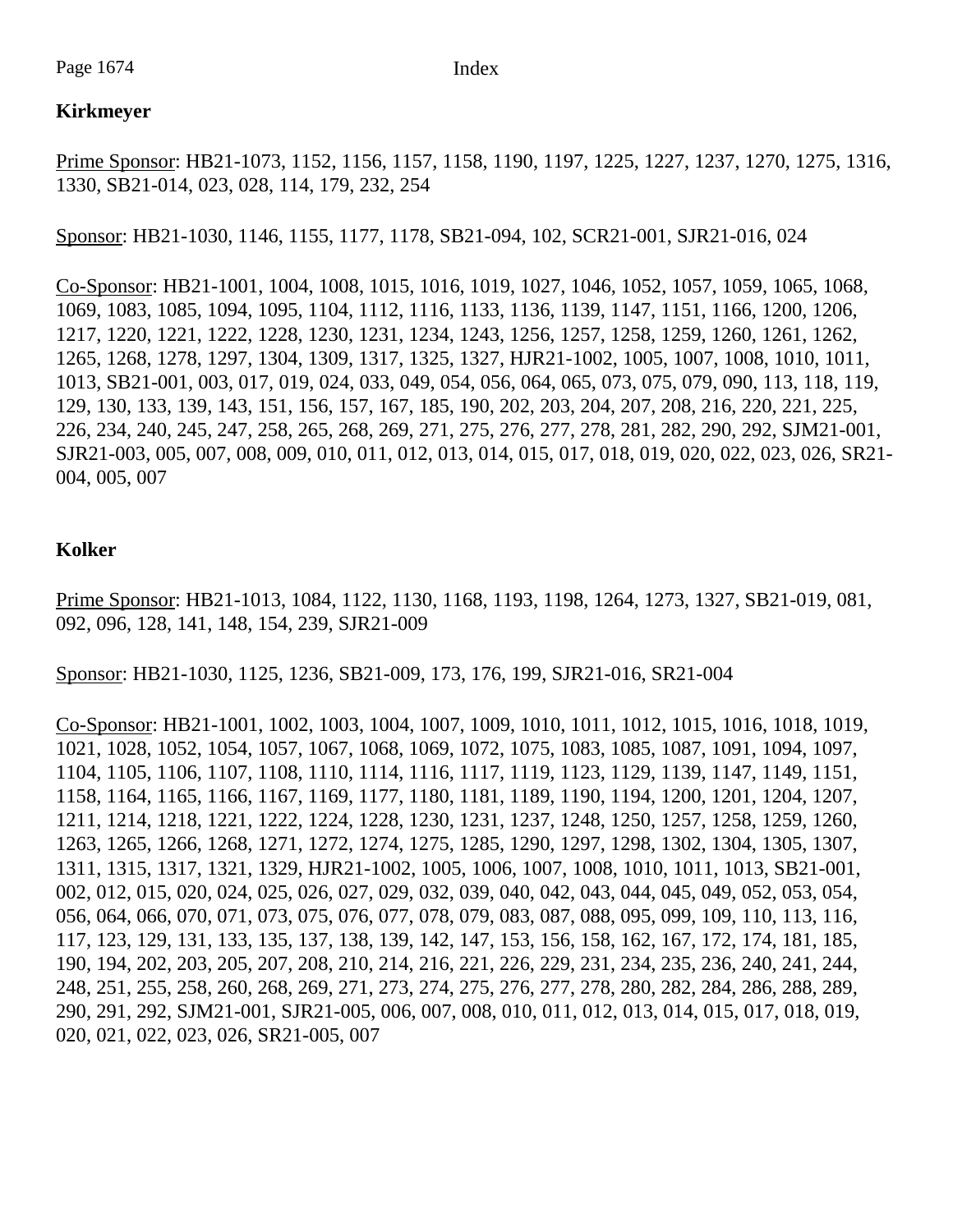**Kirkmeyer**

Prime Sponsor: HB21-1073, 1152, 1156, 1157, 1158, 1190, 1197, 1225, 1227, 1237, 1270, 1275, 1316, 1330, SB21-014, 023, 028, 114, 179, 232, 254

Sponsor: HB21-1030, 1146, 1155, 1177, 1178, SB21-094, 102, SCR21-001, SJR21-016, 024

Co-Sponsor: HB21-1001, 1004, 1008, 1015, 1016, 1019, 1027, 1046, 1052, 1057, 1059, 1065, 1068, 1069, 1083, 1085, 1094, 1095, 1104, 1112, 1116, 1133, 1136, 1139, 1147, 1151, 1166, 1200, 1206, 1217, 1220, 1221, 1222, 1228, 1230, 1231, 1234, 1243, 1256, 1257, 1258, 1259, 1260, 1261, 1262, 1265, 1268, 1278, 1297, 1304, 1309, 1317, 1325, 1327, HJR21-1002, 1005, 1007, 1008, 1010, 1011, 1013, SB21-001, 003, 017, 019, 024, 033, 049, 054, 056, 064, 065, 073, 075, 079, 090, 113, 118, 119, 129, 130, 133, 139, 143, 151, 156, 157, 167, 185, 190, 202, 203, 204, 207, 208, 216, 220, 221, 225, 226, 234, 240, 245, 247, 258, 265, 268, 269, 271, 275, 276, 277, 278, 281, 282, 290, 292, SJM21-001, SJR21-003, 005, 007, 008, 009, 010, 011, 012, 013, 014, 015, 017, 018, 019, 020, 022, 023, 026, SR21-004, 005, 007

**Kolker**

Prime Sponsor: HB21-1013, 1084, 1122, 1130, 1168, 1193, 1198, 1264, 1273, 1327, SB21-019, 081, 092, 096, 128, 141, 148, 154, 239, SJR21-009

Sponsor: HB21-1030, 1125, 1236, SB21-009, 173, 176, 199, SJR21-016, SR21-004

Co-Sponsor: HB21-1001, 1002, 1003, 1004, 1007, 1009, 1010, 1011, 1012, 1015, 1016, 1018, 1019, 1021, 1028, 1052, 1054, 1057, 1067, 1068, 1069, 1072, 1075, 1083, 1085, 1087, 1091, 1094, 1097, 1104, 1105, 1106, 1107, 1108, 1110, 1114, 1116, 1117, 1119, 1123, 1129, 1139, 1147, 1149, 1151, 1158, 1164, 1165, 1166, 1167, 1169, 1177, 1180, 1181, 1189, 1190, 1194, 1200, 1201, 1204, 1207, 1211, 1214, 1218, 1221, 1222, 1224, 1228, 1230, 1231, 1237, 1248, 1250, 1257, 1258, 1259, 1260, 1263, 1265, 1266, 1268, 1271, 1272, 1274, 1275, 1285, 1290, 1297, 1298, 1302, 1304, 1305, 1307, 1311, 1315, 1317, 1321, 1329, HJR21-1002, 1005, 1006, 1007, 1008, 1010, 1011, 1013, SB21-001, 002, 012, 015, 020, 024, 025, 026, 027, 029, 032, 039, 040, 042, 043, 044, 045, 049, 052, 053, 054, 056, 064, 066, 070, 071, 073, 075, 076, 077, 078, 079, 083, 087, 088, 095, 099, 109, 110, 113, 116, 117, 123, 129, 131, 133, 135, 137, 138, 139, 142, 147, 153, 156, 158, 162, 167, 172, 174, 181, 185, 190, 194, 202, 203, 205, 207, 208, 210, 214, 216, 221, 226, 229, 231, 234, 235, 236, 240, 241, 244, 248, 251, 255, 258, 260, 268, 269, 271, 273, 274, 275, 276, 277, 278, 280, 282, 284, 286, 288, 289, 290, 291, 292, SJM21-001, SJR21-005, 006, 007, 008, 010, 011, 012, 013, 014, 015, 017, 018, 019, 020, 021, 022, 023, 026, SR21-005, 007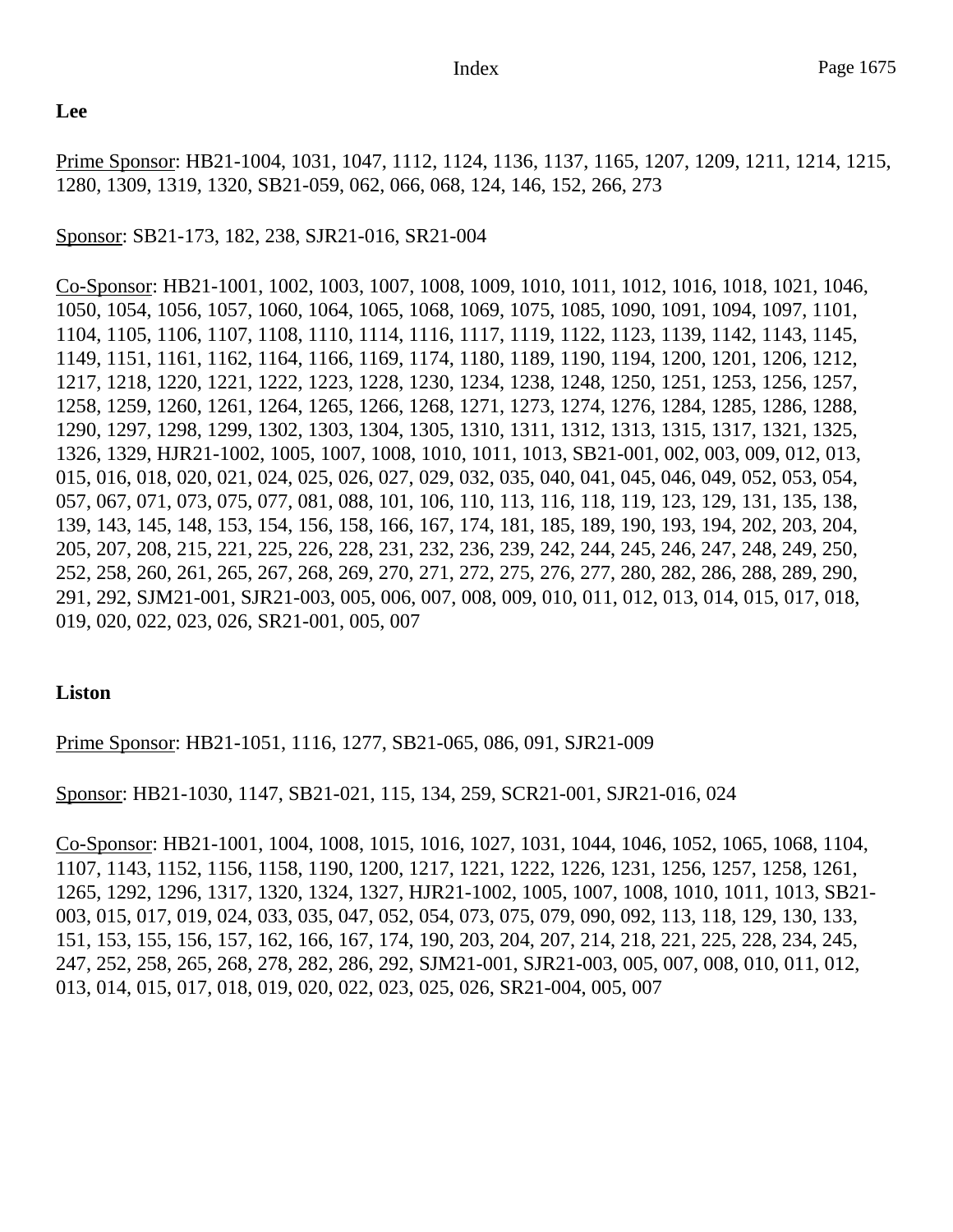**Lee**

Prime Sponsor: HB21-1004, 1031, 1047, 1112, 1124, 1136, 1137, 1165, 1207, 1209, 1211, 1214, 1215, 1280, 1309, 1319, 1320, SB21-059, 062, 066, 068, 124, 146, 152, 266, 273

Sponsor: SB21-173, 182, 238, SJR21-016, SR21-004

Co-Sponsor: HB21-1001, 1002, 1003, 1007, 1008, 1009, 1010, 1011, 1012, 1016, 1018, 1021, 1046, 1050, 1054, 1056, 1057, 1060, 1064, 1065, 1068, 1069, 1075, 1085, 1090, 1091, 1094, 1097, 1101, 1104, 1105, 1106, 1107, 1108, 1110, 1114, 1116, 1117, 1119, 1122, 1123, 1139, 1142, 1143, 1145, 1149, 1151, 1161, 1162, 1164, 1166, 1169, 1174, 1180, 1189, 1190, 1194, 1200, 1201, 1206, 1212, 1217, 1218, 1220, 1221, 1222, 1223, 1228, 1230, 1234, 1238, 1248, 1250, 1251, 1253, 1256, 1257, 1258, 1259, 1260, 1261, 1264, 1265, 1266, 1268, 1271, 1273, 1274, 1276, 1284, 1285, 1286, 1288, 1290, 1297, 1298, 1299, 1302, 1303, 1304, 1305, 1310, 1311, 1312, 1313, 1315, 1317, 1321, 1325, 1326, 1329, HJR21-1002, 1005, 1007, 1008, 1010, 1011, 1013, SB21-001, 002, 003, 009, 012, 013, 015, 016, 018, 020, 021, 024, 025, 026, 027, 029, 032, 035, 040, 041, 045, 046, 049, 052, 053, 054, 057, 067, 071, 073, 075, 077, 081, 088, 101, 106, 110, 113, 116, 118, 119, 123, 129, 131, 135, 138, 139, 143, 145, 148, 153, 154, 156, 158, 166, 167, 174, 181, 185, 189, 190, 193, 194, 202, 203, 204, 205, 207, 208, 215, 221, 225, 226, 228, 231, 232, 236, 239, 242, 244, 245, 246, 247, 248, 249, 250, 252, 258, 260, 261, 265, 267, 268, 269, 270, 271, 272, 275, 276, 277, 280, 282, 286, 288, 289, 290, 291, 292, SJM21-001, SJR21-003, 005, 006, 007, 008, 009, 010, 011, 012, 013, 014, 015, 017, 018, 019, 020, 022, 023, 026, SR21-001, 005, 007

**Liston**

Prime Sponsor: HB21-1051, 1116, 1277, SB21-065, 086, 091, SJR21-009

Sponsor: HB21-1030, 1147, SB21-021, 115, 134, 259, SCR21-001, SJR21-016, 024

Co-Sponsor: HB21-1001, 1004, 1008, 1015, 1016, 1027, 1031, 1044, 1046, 1052, 1065, 1068, 1104, 1107, 1143, 1152, 1156, 1158, 1190, 1200, 1217, 1221, 1222, 1226, 1231, 1256, 1257, 1258, 1261, 1265, 1292, 1296, 1317, 1320, 1324, 1327, HJR21-1002, 1005, 1007, 1008, 1010, 1011, 1013, SB21-003, 015, 017, 019, 024, 033, 035, 047, 052, 054, 073, 075, 079, 090, 092, 113, 118, 129, 130, 133, 151, 153, 155, 156, 157, 162, 166, 167, 174, 190, 203, 204, 207, 214, 218, 221, 225, 228, 234, 245, 247, 252, 258, 265, 268, 278, 282, 286, 292, SJM21-001, SJR21-003, 005, 007, 008, 010, 011, 012, 013, 014, 015, 017, 018, 019, 020, 022, 023, 025, 026, SR21-004, 005, 007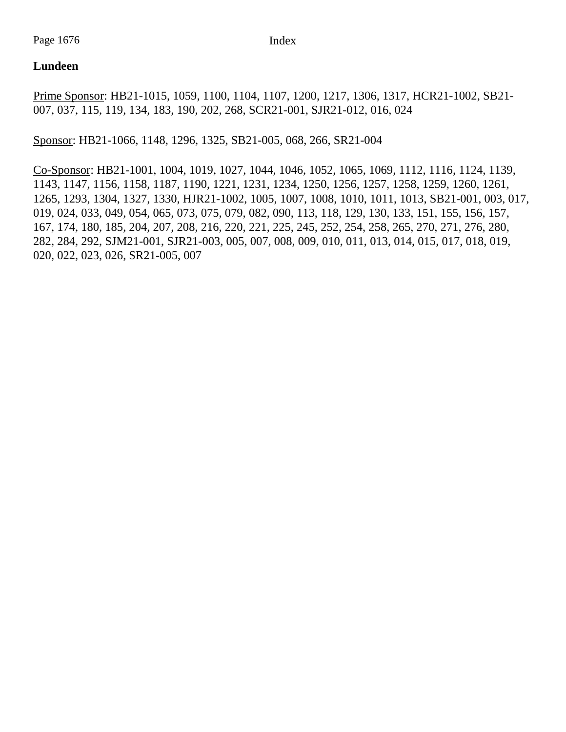**Lundeen**

Prime Sponsor: HB21-1015, 1059, 1100, 1104, 1107, 1200, 1217, 1306, 1317, HCR21-1002, SB21-007, 037, 115, 119, 134, 183, 190, 202, 268, SCR21-001, SJR21-012, 016, 024

Sponsor: HB21-1066, 1148, 1296, 1325, SB21-005, 068, 266, SR21-004

Co-Sponsor: HB21-1001, 1004, 1019, 1027, 1044, 1046, 1052, 1065, 1069, 1112, 1116, 1124, 1139, 1143, 1147, 1156, 1158, 1187, 1190, 1221, 1231, 1234, 1250, 1256, 1257, 1258, 1259, 1260, 1261, 1265, 1293, 1304, 1327, 1330, HJR21-1002, 1005, 1007, 1008, 1010, 1011, 1013, SB21-001, 003, 017, 019, 024, 033, 049, 054, 065, 073, 075, 079, 082, 090, 113, 118, 129, 130, 133, 151, 155, 156, 157, 167, 174, 180, 185, 204, 207, 208, 216, 220, 221, 225, 245, 252, 254, 258, 265, 270, 271, 276, 280, 282, 284, 292, SJM21-001, SJR21-003, 005, 007, 008, 009, 010, 011, 013, 014, 015, 017, 018, 019, 020, 022, 023, 026, SR21-005, 007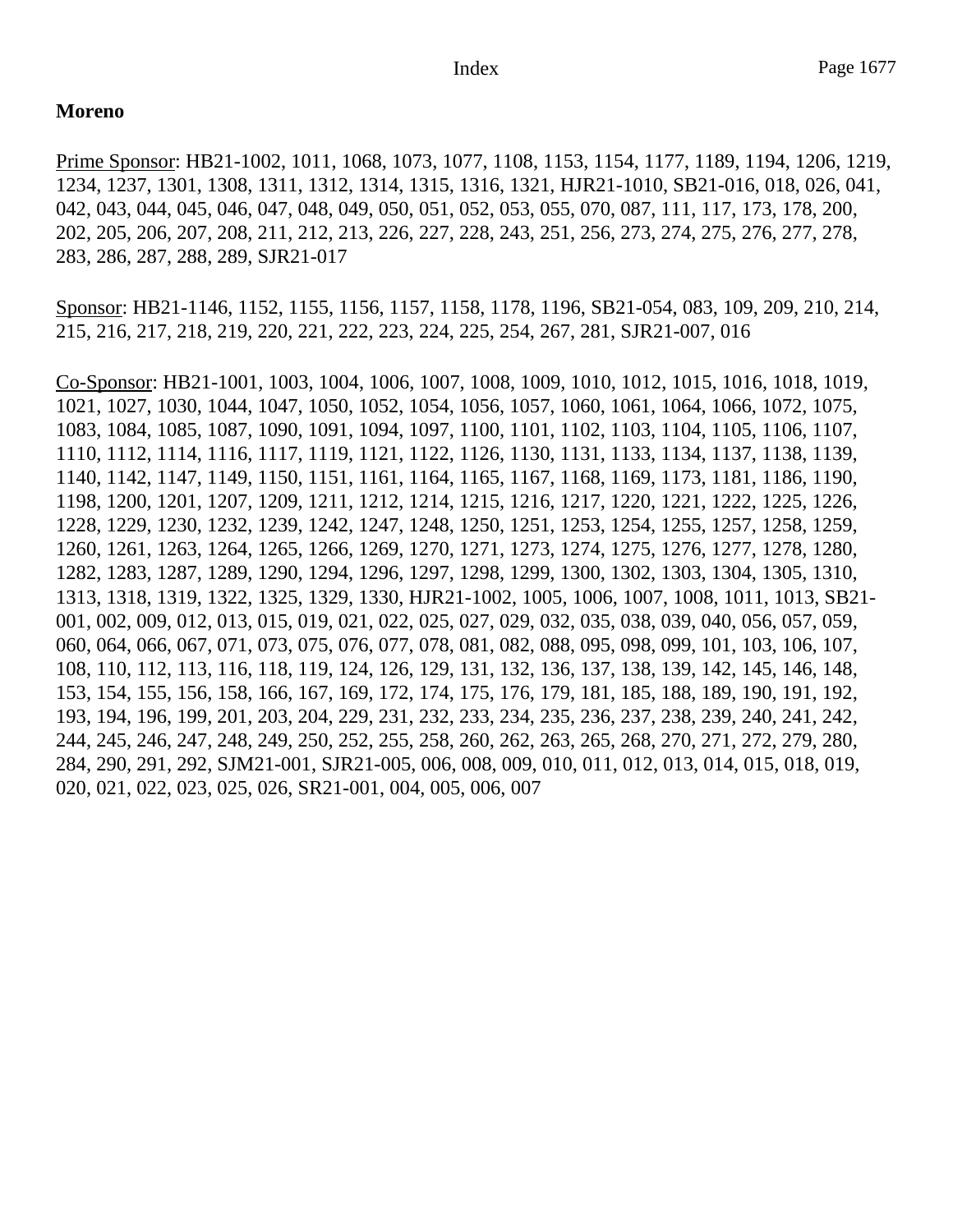**Moreno**

Prime Sponsor: HB21-1002, 1011, 1068, 1073, 1077, 1108, 1153, 1154, 1177, 1189, 1194, 1206, 1219, 1234, 1237, 1301, 1308, 1311, 1312, 1314, 1315, 1316, 1321, HJR21-1010, SB21-016, 018, 026, 041, 042, 043, 044, 045, 046, 047, 048, 049, 050, 051, 052, 053, 055, 070, 087, 111, 117, 173, 178, 200, 202, 205, 206, 207, 208, 211, 212, 213, 226, 227, 228, 243, 251, 256, 273, 274, 275, 276, 277, 278, 283, 286, 287, 288, 289, SJR21-017

Sponsor: HB21-1146, 1152, 1155, 1156, 1157, 1158, 1178, 1196, SB21-054, 083, 109, 209, 210, 214, 215, 216, 217, 218, 219, 220, 221, 222, 223, 224, 225, 254, 267, 281, SJR21-007, 016

Co-Sponsor: HB21-1001, 1003, 1004, 1006, 1007, 1008, 1009, 1010, 1012, 1015, 1016, 1018, 1019, 1021, 1027, 1030, 1044, 1047, 1050, 1052, 1054, 1056, 1057, 1060, 1061, 1064, 1066, 1072, 1075, 1083, 1084, 1085, 1087, 1090, 1091, 1094, 1097, 1100, 1101, 1102, 1103, 1104, 1105, 1106, 1107, 1110, 1112, 1114, 1116, 1117, 1119, 1121, 1122, 1126, 1130, 1131, 1133, 1134, 1137, 1138, 1139, 1140, 1142, 1147, 1149, 1150, 1151, 1161, 1164, 1165, 1167, 1168, 1169, 1173, 1181, 1186, 1190, 1198, 1200, 1201, 1207, 1209, 1211, 1212, 1214, 1215, 1216, 1217, 1220, 1221, 1222, 1225, 1226, 1228, 1229, 1230, 1232, 1239, 1242, 1247, 1248, 1250, 1251, 1253, 1254, 1255, 1257, 1258, 1259, 1260, 1261, 1263, 1264, 1265, 1266, 1269, 1270, 1271, 1273, 1274, 1275, 1276, 1277, 1278, 1280, 1282, 1283, 1287, 1289, 1290, 1294, 1296, 1297, 1298, 1299, 1300, 1302, 1303, 1304, 1305, 1310, 1313, 1318, 1319, 1322, 1325, 1329, 1330, HJR21-1002, 1005, 1006, 1007, 1008, 1011, 1013, SB21-001, 002, 009, 012, 013, 015, 019, 021, 022, 025, 027, 029, 032, 035, 038, 039, 040, 056, 057, 059, 060, 064, 066, 067, 071, 073, 075, 076, 077, 078, 081, 082, 088, 095, 098, 099, 101, 103, 106, 107, 108, 110, 112, 113, 116, 118, 119, 124, 126, 129, 131, 132, 136, 137, 138, 139, 142, 145, 146, 148, 153, 154, 155, 156, 158, 166, 167, 169, 172, 174, 175, 176, 179, 181, 185, 188, 189, 190, 191, 192, 193, 194, 196, 199, 201, 203, 204, 229, 231, 232, 233, 234, 235, 236, 237, 238, 239, 240, 241, 242, 244, 245, 246, 247, 248, 249, 250, 252, 255, 258, 260, 262, 263, 265, 268, 270, 271, 272, 279, 280, 284, 290, 291, 292, SJM21-001, SJR21-005, 006, 008, 009, 010, 011, 012, 013, 014, 015, 018, 019, 020, 021, 022, 023, 025, 026, SR21-001, 004, 005, 006, 007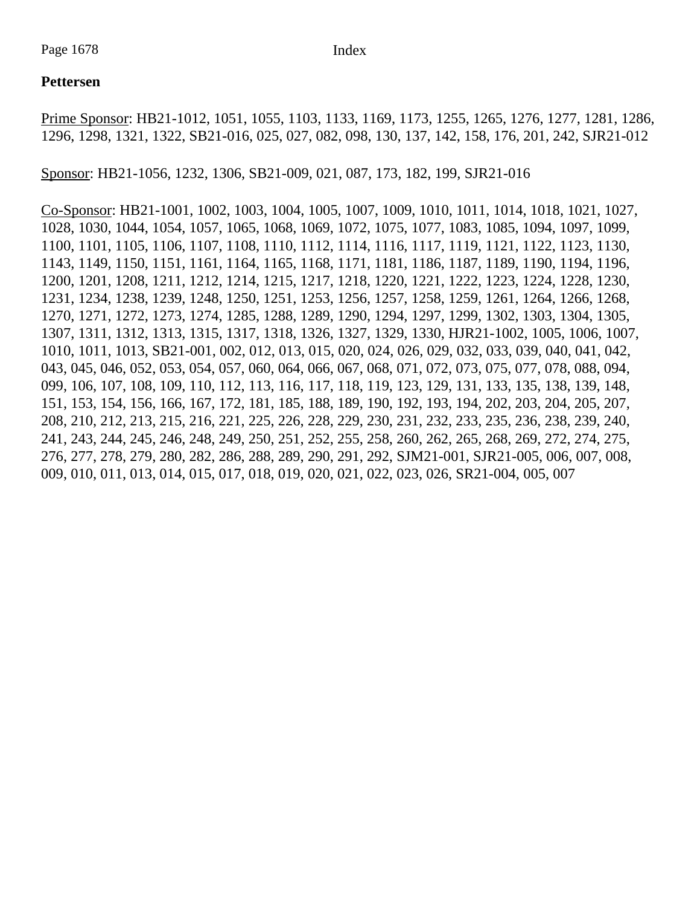**Pettersen**

Prime Sponsor: HB21-1012, 1051, 1055, 1103, 1133, 1169, 1173, 1255, 1265, 1276, 1277, 1281, 1286, 1296, 1298, 1321, 1322, SB21-016, 025, 027, 082, 098, 130, 137, 142, 158, 176, 201, 242, SJR21-012

Sponsor: HB21-1056, 1232, 1306, SB21-009, 021, 087, 173, 182, 199, SJR21-016

Co-Sponsor: HB21-1001, 1002, 1003, 1004, 1005, 1007, 1009, 1010, 1011, 1014, 1018, 1021, 1027, 1028, 1030, 1044, 1054, 1057, 1065, 1068, 1069, 1072, 1075, 1077, 1083, 1085, 1094, 1097, 1099, 1100, 1101, 1105, 1106, 1107, 1108, 1110, 1112, 1114, 1116, 1117, 1119, 1121, 1122, 1123, 1130, 1143, 1149, 1150, 1151, 1161, 1164, 1165, 1168, 1171, 1181, 1186, 1187, 1189, 1190, 1194, 1196, 1200, 1201, 1208, 1211, 1212, 1214, 1215, 1217, 1218, 1220, 1221, 1222, 1223, 1224, 1228, 1230, 1231, 1234, 1238, 1239, 1248, 1250, 1251, 1253, 1256, 1257, 1258, 1259, 1261, 1264, 1266, 1268, 1270, 1271, 1272, 1273, 1274, 1285, 1288, 1289, 1290, 1294, 1297, 1299, 1302, 1303, 1304, 1305, 1307, 1311, 1312, 1313, 1315, 1317, 1318, 1326, 1327, 1329, 1330, HJR21-1002, 1005, 1006, 1007, 1010, 1011, 1013, SB21-001, 002, 012, 013, 015, 020, 024, 026, 029, 032, 033, 039, 040, 041, 042, 043, 045, 046, 052, 053, 054, 057, 060, 064, 066, 067, 068, 071, 072, 073, 075, 077, 078, 088, 094, 099, 106, 107, 108, 109, 110, 112, 113, 116, 117, 118, 119, 123, 129, 131, 133, 135, 138, 139, 148, 151, 153, 154, 156, 166, 167, 172, 181, 185, 188, 189, 190, 192, 193, 194, 202, 203, 204, 205, 207, 208, 210, 212, 213, 215, 216, 221, 225, 226, 228, 229, 230, 231, 232, 233, 235, 236, 238, 239, 240, 241, 243, 244, 245, 246, 248, 249, 250, 251, 252, 255, 258, 260, 262, 265, 268, 269, 272, 274, 275, 276, 277, 278, 279, 280, 282, 286, 288, 289, 290, 291, 292, SJM21-001, SJR21-005, 006, 007, 008, 009, 010, 011, 013, 014, 015, 017, 018, 019, 020, 021, 022, 023, 026, SR21-004, 005, 007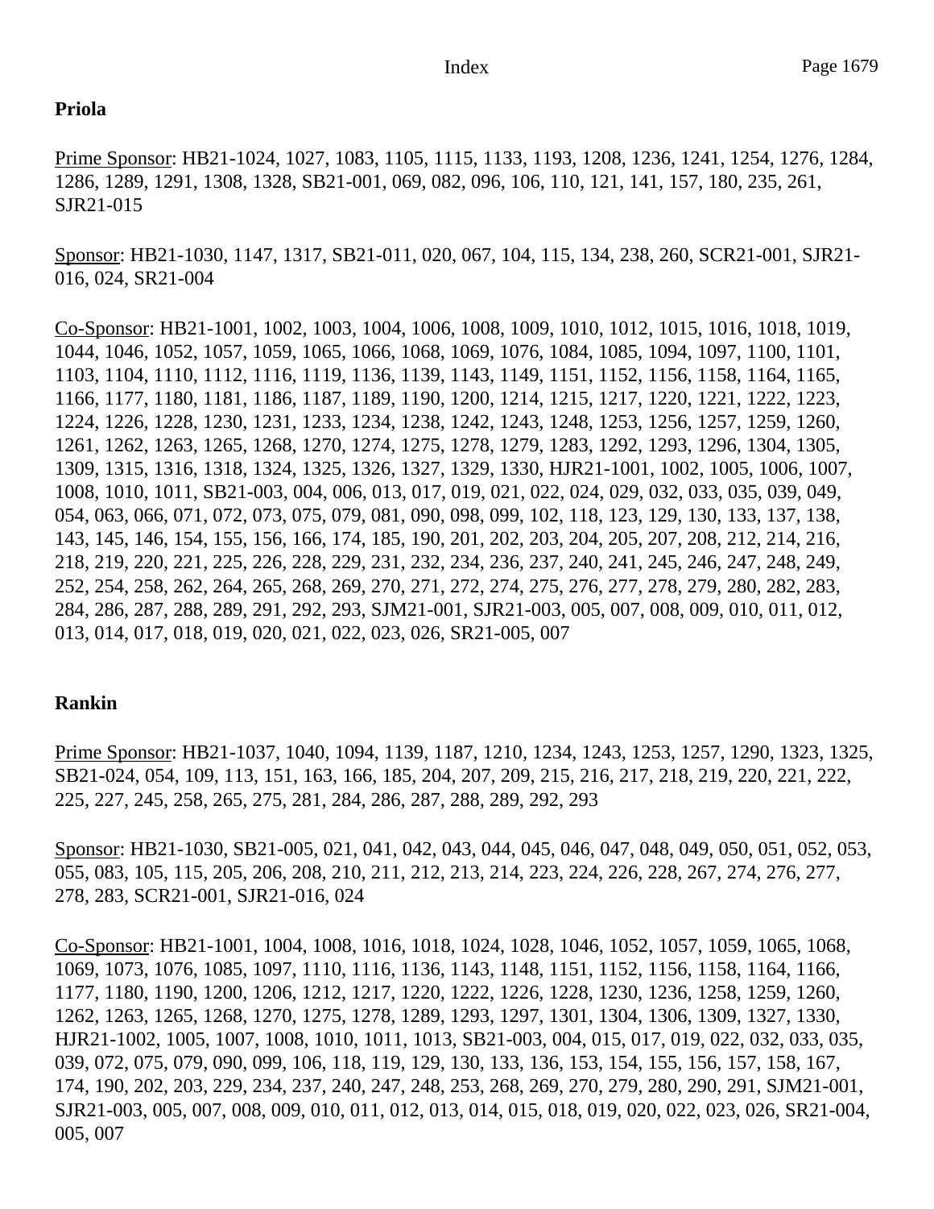**Priola**

Prime Sponsor: HB21-1024, 1027, 1083, 1105, 1115, 1133, 1193, 1208, 1236, 1241, 1254, 1276, 1284, 1286, 1289, 1291, 1308, 1328, SB21-001, 069, 082, 096, 106, 110, 121, 141, 157, 180, 235, 261, SJR21-015

Sponsor: HB21-1030, 1147, 1317, SB21-011, 020, 067, 104, 115, 134, 238, 260, SCR21-001, SJR21-016, 024, SR21-004

Co-Sponsor: HB21-1001, 1002, 1003, 1004, 1006, 1008, 1009, 1010, 1012, 1015, 1016, 1018, 1019, 1044, 1046, 1052, 1057, 1059, 1065, 1066, 1068, 1069, 1076, 1084, 1085, 1094, 1097, 1100, 1101, 1103, 1104, 1110, 1112, 1116, 1119, 1136, 1139, 1143, 1149, 1151, 1152, 1156, 1158, 1164, 1165, 1166, 1177, 1180, 1181, 1186, 1187, 1189, 1190, 1200, 1214, 1215, 1217, 1220, 1221, 1222, 1223, 1224, 1226, 1228, 1230, 1231, 1233, 1234, 1238, 1242, 1243, 1248, 1253, 1256, 1257, 1259, 1260, 1261, 1262, 1263, 1265, 1268, 1270, 1274, 1275, 1278, 1279, 1283, 1292, 1293, 1296, 1304, 1305, 1309, 1315, 1316, 1318, 1324, 1325, 1326, 1327, 1329, 1330, HJR21-1001, 1002, 1005, 1006, 1007, 1008, 1010, 1011, SB21-003, 004, 006, 013, 017, 019, 021, 022, 024, 029, 032, 033, 035, 039, 049, 054, 063, 066, 071, 072, 073, 075, 079, 081, 090, 098, 099, 102, 118, 123, 129, 130, 133, 137, 138, 143, 145, 146, 154, 155, 156, 166, 174, 185, 190, 201, 202, 203, 204, 205, 207, 208, 212, 214, 216, 218, 219, 220, 221, 225, 226, 228, 229, 231, 232, 234, 236, 237, 240, 241, 245, 246, 247, 248, 249, 252, 254, 258, 262, 264, 265, 268, 269, 270, 271, 272, 274, 275, 276, 277, 278, 279, 280, 282, 283, 284, 286, 287, 288, 289, 291, 292, 293, SJM21-001, SJR21-003, 005, 007, 008, 009, 010, 011, 012, 013, 014, 017, 018, 019, 020, 021, 022, 023, 026, SR21-005, 007

**Rankin**

Prime Sponsor: HB21-1037, 1040, 1094, 1139, 1187, 1210, 1234, 1243, 1253, 1257, 1290, 1323, 1325, SB21-024, 054, 109, 113, 151, 163, 166, 185, 204, 207, 209, 215, 216, 217, 218, 219, 220, 221, 222, 225, 227, 245, 258, 265, 275, 281, 284, 286, 287, 288, 289, 292, 293

Sponsor: HB21-1030, SB21-005, 021, 041, 042, 043, 044, 045, 046, 047, 048, 049, 050, 051, 052, 053, 055, 083, 105, 115, 205, 206, 208, 210, 211, 212, 213, 214, 223, 224, 226, 228, 267, 274, 276, 277, 278, 283, SCR21-001, SJR21-016, 024

Co-Sponsor: HB21-1001, 1004, 1008, 1016, 1018, 1024, 1028, 1046, 1052, 1057, 1059, 1065, 1068, 1069, 1073, 1076, 1085, 1097, 1110, 1116, 1136, 1143, 1148, 1151, 1152, 1156, 1158, 1164, 1166, 1177, 1180, 1190, 1200, 1206, 1212, 1217, 1220, 1222, 1226, 1228, 1230, 1236, 1258, 1259, 1260, 1262, 1263, 1265, 1268, 1270, 1275, 1278, 1289, 1293, 1297, 1301, 1304, 1306, 1309, 1327, 1330, HJR21-1002, 1005, 1007, 1008, 1010, 1011, 1013, SB21-003, 004, 015, 017, 019, 022, 032, 033, 035, 039, 072, 075, 079, 090, 099, 106, 118, 119, 129, 130, 133, 136, 153, 154, 155, 156, 157, 158, 167, 174, 190, 202, 203, 229, 234, 237, 240, 247, 248, 253, 268, 269, 270, 279, 280, 290, 291, SJM21-001, SJR21-003, 005, 007, 008, 009, 010, 011, 012, 013, 014, 015, 018, 019, 020, 022, 023, 026, SR21-004, 005, 007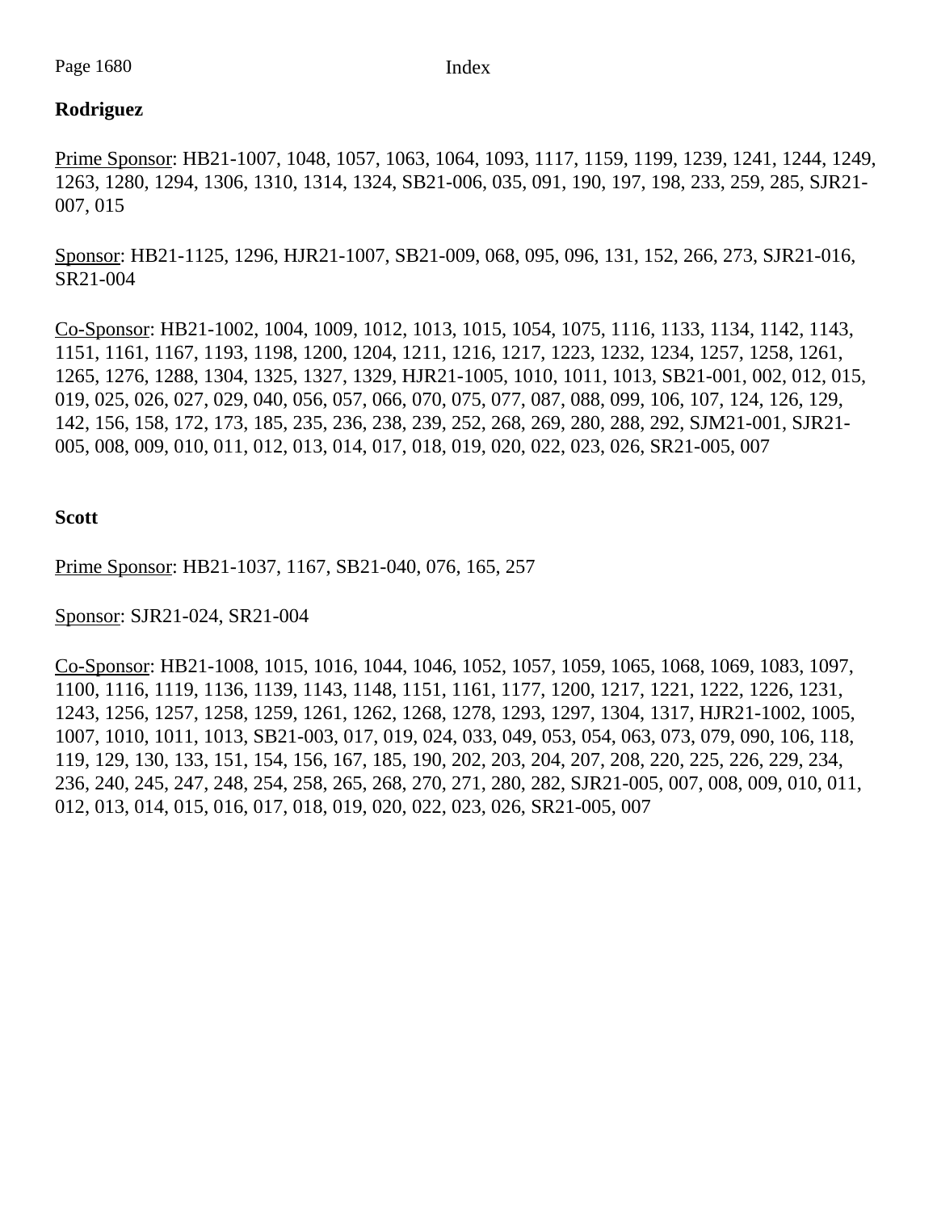**Rodriguez**

Prime Sponsor: HB21-1007, 1048, 1057, 1063, 1064, 1093, 1117, 1159, 1199, 1239, 1241, 1244, 1249, 1263, 1280, 1294, 1306, 1310, 1314, 1324, SB21-006, 035, 091, 190, 197, 198, 233, 259, 285, SJR21-007, 015

Sponsor: HB21-1125, 1296, HJR21-1007, SB21-009, 068, 095, 096, 131, 152, 266, 273, SJR21-016, SR21-004

Co-Sponsor: HB21-1002, 1004, 1009, 1012, 1013, 1015, 1054, 1075, 1116, 1133, 1134, 1142, 1143, 1151, 1161, 1167, 1193, 1198, 1200, 1204, 1211, 1216, 1217, 1223, 1232, 1234, 1257, 1258, 1261, 1265, 1276, 1288, 1304, 1325, 1327, 1329, HJR21-1005, 1010, 1011, 1013, SB21-001, 002, 012, 015, 019, 025, 026, 027, 029, 040, 056, 057, 066, 070, 075, 077, 087, 088, 099, 106, 107, 124, 126, 129, 142, 156, 158, 172, 173, 185, 235, 236, 238, 239, 252, 268, 269, 280, 288, 292, SJM21-001, SJR21-005, 008, 009, 010, 011, 012, 013, 014, 017, 018, 019, 020, 022, 023, 026, SR21-005, 007

**Scott**

Prime Sponsor: HB21-1037, 1167, SB21-040, 076, 165, 257

Sponsor: SJR21-024, SR21-004

Co-Sponsor: HB21-1008, 1015, 1016, 1044, 1046, 1052, 1057, 1059, 1065, 1068, 1069, 1083, 1097, 1100, 1116, 1119, 1136, 1139, 1143, 1148, 1151, 1161, 1177, 1200, 1217, 1221, 1222, 1226, 1231, 1243, 1256, 1257, 1258, 1259, 1261, 1262, 1268, 1278, 1293, 1297, 1304, 1317, HJR21-1002, 1005, 1007, 1010, 1011, 1013, SB21-003, 017, 019, 024, 033, 049, 053, 054, 063, 073, 079, 090, 106, 118, 119, 129, 130, 133, 151, 154, 156, 167, 185, 190, 202, 203, 204, 207, 208, 220, 225, 226, 229, 234, 236, 240, 245, 247, 248, 254, 258, 265, 268, 270, 271, 280, 282, SJR21-005, 007, 008, 009, 010, 011, 012, 013, 014, 015, 016, 017, 018, 019, 020, 022, 023, 026, SR21-005, 007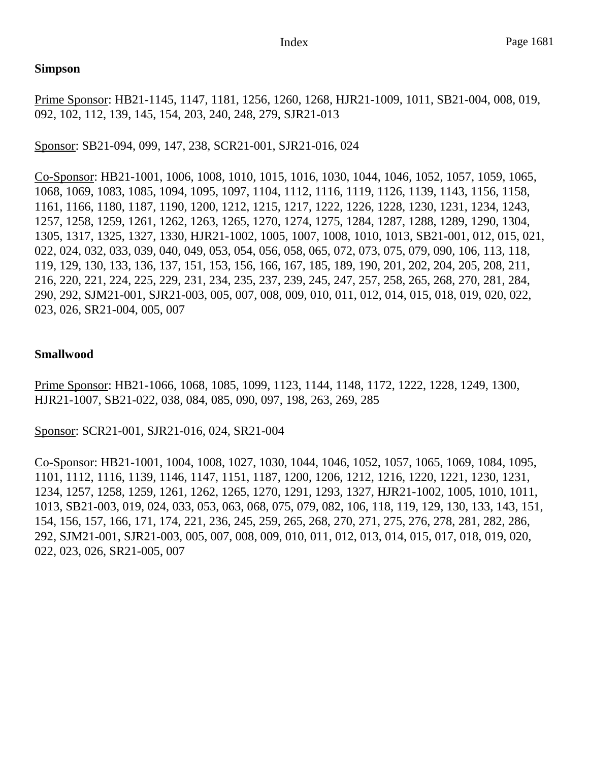**Simpson**

<u>Prime Sponsor</u>: HB21-1145, 1147, 1181, 1256, 1260, 1268, HJR21-1009, 1011, SB21-004, 008, 019, 092, 102, 112, 139, 145, 154, 203, 240, 248, 279, SJR21-013

<u>Sponsor</u>: SB21-094, 099, 147, 238, SCR21-001, SJR21-016, 024

<u>Co-Sponsor</u>: HB21-1001, 1006, 1008, 1010, 1015, 1016, 1030, 1044, 1046, 1052, 1057, 1059, 1065, 1068, 1069, 1083, 1085, 1094, 1095, 1097, 1104, 1112, 1116, 1119, 1126, 1139, 1143, 1156, 1158, 1161, 1166, 1180, 1187, 1190, 1200, 1212, 1215, 1217, 1222, 1226, 1228, 1230, 1231, 1234, 1243, 1257, 1258, 1259, 1261, 1262, 1263, 1265, 1270, 1274, 1275, 1284, 1287, 1288, 1289, 1290, 1304, 1305, 1317, 1325, 1327, 1330, HJR21-1002, 1005, 1007, 1008, 1010, 1013, SB21-001, 012, 015, 021, 022, 024, 032, 033, 039, 040, 049, 053, 054, 056, 058, 065, 072, 073, 075, 079, 090, 106, 113, 118, 119, 129, 130, 133, 136, 137, 151, 153, 156, 166, 167, 185, 189, 190, 201, 202, 204, 205, 208, 211, 216, 220, 221, 224, 225, 229, 231, 234, 235, 237, 239, 245, 247, 257, 258, 265, 268, 270, 281, 284, 290, 292, SJM21-001, SJR21-003, 005, 007, 008, 009, 010, 011, 012, 014, 015, 018, 019, 020, 022, 023, 026, SR21-004, 005, 007

**Smallwood**

<u>Prime Sponsor</u>: HB21-1066, 1068, 1085, 1099, 1123, 1144, 1148, 1172, 1222, 1228, 1249, 1300, HJR21-1007, SB21-022, 038, 084, 085, 090, 097, 198, 263, 269, 285

<u>Sponsor</u>: SCR21-001, SJR21-016, 024, SR21-004

<u>Co-Sponsor</u>: HB21-1001, 1004, 1008, 1027, 1030, 1044, 1046, 1052, 1057, 1065, 1069, 1084, 1095, 1101, 1112, 1116, 1139, 1146, 1147, 1151, 1187, 1200, 1206, 1212, 1216, 1220, 1221, 1230, 1231, 1234, 1257, 1258, 1259, 1261, 1262, 1265, 1270, 1291, 1293, 1327, HJR21-1002, 1005, 1010, 1011, 1013, SB21-003, 019, 024, 033, 053, 063, 068, 075, 079, 082, 106, 118, 119, 129, 130, 133, 143, 151, 154, 156, 157, 166, 171, 174, 221, 236, 245, 259, 265, 268, 270, 271, 275, 276, 278, 281, 282, 286, 292, SJM21-001, SJR21-003, 005, 007, 008, 009, 010, 011, 012, 013, 014, 015, 017, 018, 019, 020, 022, 023, 026, SR21-005, 007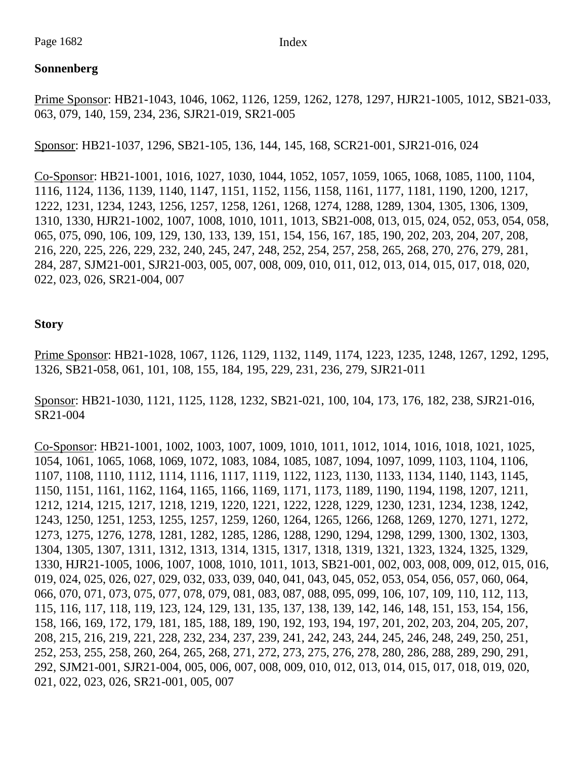**Sonnenberg**

Prime Sponsor: HB21-1043, 1046, 1062, 1126, 1259, 1262, 1278, 1297, HJR21-1005, 1012, SB21-033, 063, 079, 140, 159, 234, 236, SJR21-019, SR21-005

Sponsor: HB21-1037, 1296, SB21-105, 136, 144, 145, 168, SCR21-001, SJR21-016, 024

Co-Sponsor: HB21-1001, 1016, 1027, 1030, 1044, 1052, 1057, 1059, 1065, 1068, 1085, 1100, 1104, 1116, 1124, 1136, 1139, 1140, 1147, 1151, 1152, 1156, 1158, 1161, 1177, 1181, 1190, 1200, 1217, 1222, 1231, 1234, 1243, 1256, 1257, 1258, 1261, 1268, 1274, 1288, 1289, 1304, 1305, 1306, 1309, 1310, 1330, HJR21-1002, 1007, 1008, 1010, 1011, 1013, SB21-008, 013, 015, 024, 052, 053, 054, 058, 065, 075, 090, 106, 109, 129, 130, 133, 139, 151, 154, 156, 167, 185, 190, 202, 203, 204, 207, 208, 216, 220, 225, 226, 229, 232, 240, 245, 247, 248, 252, 254, 257, 258, 265, 268, 270, 276, 279, 281, 284, 287, SJM21-001, SJR21-003, 005, 007, 008, 009, 010, 011, 012, 013, 014, 015, 017, 018, 020, 022, 023, 026, SR21-004, 007

**Story**

Prime Sponsor: HB21-1028, 1067, 1126, 1129, 1132, 1149, 1174, 1223, 1235, 1248, 1267, 1292, 1295, 1326, SB21-058, 061, 101, 108, 155, 184, 195, 229, 231, 236, 279, SJR21-011

Sponsor: HB21-1030, 1121, 1125, 1128, 1232, SB21-021, 100, 104, 173, 176, 182, 238, SJR21-016, SR21-004

Co-Sponsor: HB21-1001, 1002, 1003, 1007, 1009, 1010, 1011, 1012, 1014, 1016, 1018, 1021, 1025, 1054, 1061, 1065, 1068, 1069, 1072, 1083, 1084, 1085, 1087, 1094, 1097, 1099, 1103, 1104, 1106, 1107, 1108, 1110, 1112, 1114, 1116, 1117, 1119, 1122, 1123, 1130, 1133, 1134, 1140, 1143, 1145, 1150, 1151, 1161, 1162, 1164, 1165, 1166, 1169, 1171, 1173, 1189, 1190, 1194, 1198, 1207, 1211, 1212, 1214, 1215, 1217, 1218, 1219, 1220, 1221, 1222, 1228, 1229, 1230, 1231, 1234, 1238, 1242, 1243, 1250, 1251, 1253, 1255, 1257, 1259, 1260, 1264, 1265, 1266, 1268, 1269, 1270, 1271, 1272, 1273, 1275, 1276, 1278, 1281, 1282, 1285, 1286, 1288, 1290, 1294, 1298, 1299, 1300, 1302, 1303, 1304, 1305, 1307, 1311, 1312, 1313, 1314, 1315, 1317, 1318, 1319, 1321, 1323, 1324, 1325, 1329, 1330, HJR21-1005, 1006, 1007, 1008, 1010, 1011, 1013, SB21-001, 002, 003, 008, 009, 012, 015, 016, 019, 024, 025, 026, 027, 029, 032, 033, 039, 040, 041, 043, 045, 052, 053, 054, 056, 057, 060, 064, 066, 070, 071, 073, 075, 077, 078, 079, 081, 083, 087, 088, 095, 099, 106, 107, 109, 110, 112, 113, 115, 116, 117, 118, 119, 123, 124, 129, 131, 135, 137, 138, 139, 142, 146, 148, 151, 153, 154, 156, 158, 166, 169, 172, 179, 181, 185, 188, 189, 190, 192, 193, 194, 197, 201, 202, 203, 204, 205, 207, 208, 215, 216, 219, 221, 228, 232, 234, 237, 239, 241, 242, 243, 244, 245, 246, 248, 249, 250, 251, 252, 253, 255, 258, 260, 264, 265, 268, 271, 272, 273, 275, 276, 278, 280, 286, 288, 289, 290, 291, 292, SJM21-001, SJR21-004, 005, 006, 007, 008, 009, 010, 012, 013, 014, 015, 017, 018, 019, 020, 021, 022, 023, 026, SR21-001, 005, 007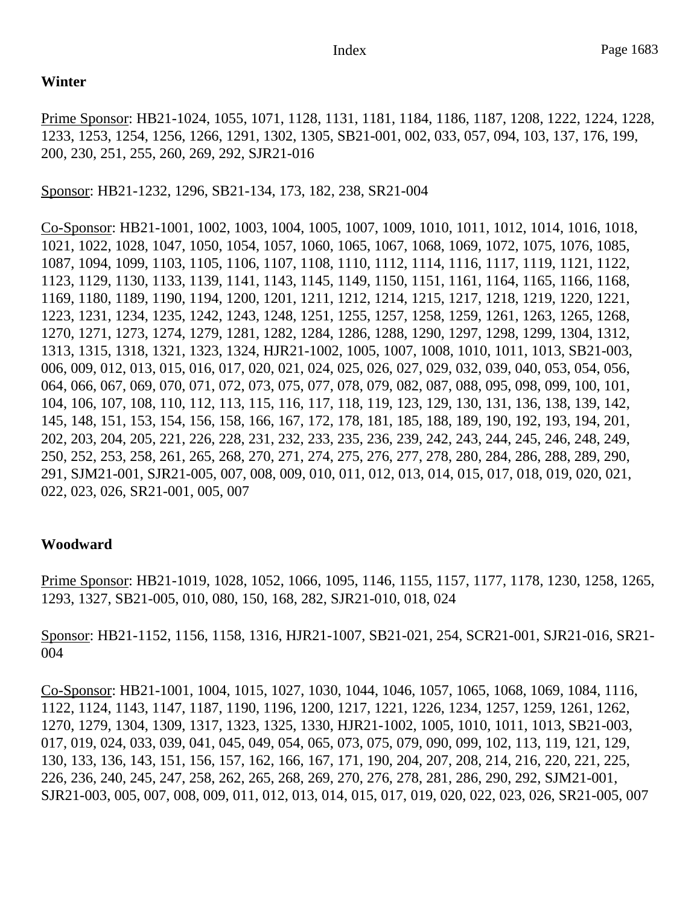## Winter

<u>Prime Sponsor</u>: HB21-1024, 1055, 1071, 1128, 1131, 1181, 1184, 1186, 1187, 1208, 1222, 1224, 1228, 1233, 1253, 1254, 1256, 1266, 1291, 1302, 1305, SB21-001, 002, 033, 057, 094, 103, 137, 176, 199, 200, 230, 251, 255, 260, 269, 292, SJR21-016

<u>Sponsor</u>: HB21-1232, 1296, SB21-134, 173, 182, 238, SR21-004

<u>Co-Sponsor</u>: HB21-1001, 1002, 1003, 1004, 1005, 1007, 1009, 1010, 1011, 1012, 1014, 1016, 1018, 1021, 1022, 1028, 1047, 1050, 1054, 1057, 1060, 1065, 1067, 1068, 1069, 1072, 1075, 1076, 1085, 1087, 1094, 1099, 1103, 1105, 1106, 1107, 1108, 1110, 1112, 1114, 1116, 1117, 1119, 1121, 1122, 1123, 1129, 1130, 1133, 1139, 1141, 1143, 1145, 1149, 1150, 1151, 1161, 1164, 1165, 1166, 1168, 1169, 1180, 1189, 1190, 1194, 1200, 1201, 1211, 1212, 1214, 1215, 1217, 1218, 1219, 1220, 1221, 1223, 1231, 1234, 1235, 1242, 1243, 1248, 1251, 1255, 1257, 1258, 1259, 1261, 1263, 1265, 1268, 1270, 1271, 1273, 1274, 1279, 1281, 1282, 1284, 1286, 1288, 1290, 1297, 1298, 1299, 1304, 1312, 1313, 1315, 1318, 1321, 1323, 1324, HJR21-1002, 1005, 1007, 1008, 1010, 1011, 1013, SB21-003, 006, 009, 012, 013, 015, 016, 017, 020, 021, 024, 025, 026, 027, 029, 032, 039, 040, 053, 054, 056, 064, 066, 067, 069, 070, 071, 072, 073, 075, 077, 078, 079, 082, 087, 088, 095, 098, 099, 100, 101, 104, 106, 107, 108, 110, 112, 113, 115, 116, 117, 118, 119, 123, 129, 130, 131, 136, 138, 139, 142, 145, 148, 151, 153, 154, 156, 158, 166, 167, 172, 178, 181, 185, 188, 189, 190, 192, 193, 194, 201, 202, 203, 204, 205, 221, 226, 228, 231, 232, 233, 235, 236, 239, 242, 243, 244, 245, 246, 248, 249, 250, 252, 253, 258, 261, 265, 268, 270, 271, 274, 275, 276, 277, 278, 280, 284, 286, 288, 289, 290, 291, SJM21-001, SJR21-005, 007, 008, 009, 010, 011, 012, 013, 014, 015, 017, 018, 019, 020, 021, 022, 023, 026, SR21-001, 005, 007

## Woodward

<u>Prime Sponsor</u>: HB21-1019, 1028, 1052, 1066, 1095, 1146, 1155, 1157, 1177, 1178, 1230, 1258, 1265, 1293, 1327, SB21-005, 010, 080, 150, 168, 282, SJR21-010, 018, 024

<u>Sponsor</u>: HB21-1152, 1156, 1158, 1316, HJR21-1007, SB21-021, 254, SCR21-001, SJR21-016, SR21-004

<u>Co-Sponsor</u>: HB21-1001, 1004, 1015, 1027, 1030, 1044, 1046, 1057, 1065, 1068, 1069, 1084, 1116, 1122, 1124, 1143, 1147, 1187, 1190, 1196, 1200, 1217, 1221, 1226, 1234, 1257, 1259, 1261, 1262, 1270, 1279, 1304, 1309, 1317, 1323, 1325, 1330, HJR21-1002, 1005, 1010, 1011, 1013, SB21-003, 017, 019, 024, 033, 039, 041, 045, 049, 054, 065, 073, 075, 079, 090, 099, 102, 113, 119, 121, 129, 130, 133, 136, 143, 151, 156, 157, 162, 166, 167, 171, 190, 204, 207, 208, 214, 216, 220, 221, 225, 226, 236, 240, 245, 247, 258, 262, 265, 268, 269, 270, 276, 278, 281, 286, 290, 292, SJM21-001, SJR21-003, 005, 007, 008, 009, 011, 012, 013, 014, 015, 017, 019, 020, 022, 023, 026, SR21-005, 007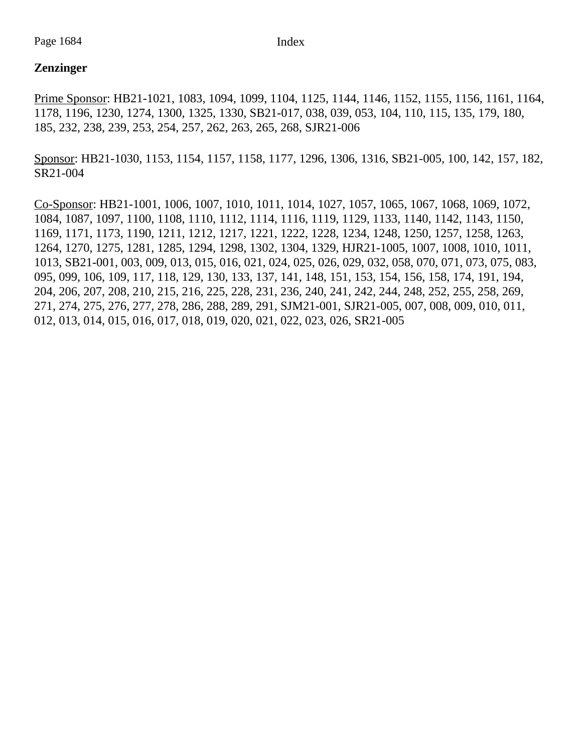**Zenzinger**

Prime Sponsor: HB21-1021, 1083, 1094, 1099, 1104, 1125, 1144, 1146, 1152, 1155, 1156, 1161, 1164, 1178, 1196, 1230, 1274, 1300, 1325, 1330, SB21-017, 038, 039, 053, 104, 110, 115, 135, 179, 180, 185, 232, 238, 239, 253, 254, 257, 262, 263, 265, 268, SJR21-006

Sponsor: HB21-1030, 1153, 1154, 1157, 1158, 1177, 1296, 1306, 1316, SB21-005, 100, 142, 157, 182, SR21-004

Co-Sponsor: HB21-1001, 1006, 1007, 1010, 1011, 1014, 1027, 1057, 1065, 1067, 1068, 1069, 1072, 1084, 1087, 1097, 1100, 1108, 1110, 1112, 1114, 1116, 1119, 1129, 1133, 1140, 1142, 1143, 1150, 1169, 1171, 1173, 1190, 1211, 1212, 1217, 1221, 1222, 1228, 1234, 1248, 1250, 1257, 1258, 1263, 1264, 1270, 1275, 1281, 1285, 1294, 1298, 1302, 1304, 1329, HJR21-1005, 1007, 1008, 1010, 1011, 1013, SB21-001, 003, 009, 013, 015, 016, 021, 024, 025, 026, 029, 032, 058, 070, 071, 073, 075, 083, 095, 099, 106, 109, 117, 118, 129, 130, 133, 137, 141, 148, 151, 153, 154, 156, 158, 174, 191, 194, 204, 206, 207, 208, 210, 215, 216, 225, 228, 231, 236, 240, 241, 242, 244, 248, 252, 255, 258, 269, 271, 274, 275, 276, 277, 278, 286, 288, 289, 291, SJM21-001, SJR21-005, 007, 008, 009, 010, 011, 012, 013, 014, 015, 016, 017, 018, 019, 020, 021, 022, 023, 026, SR21-005